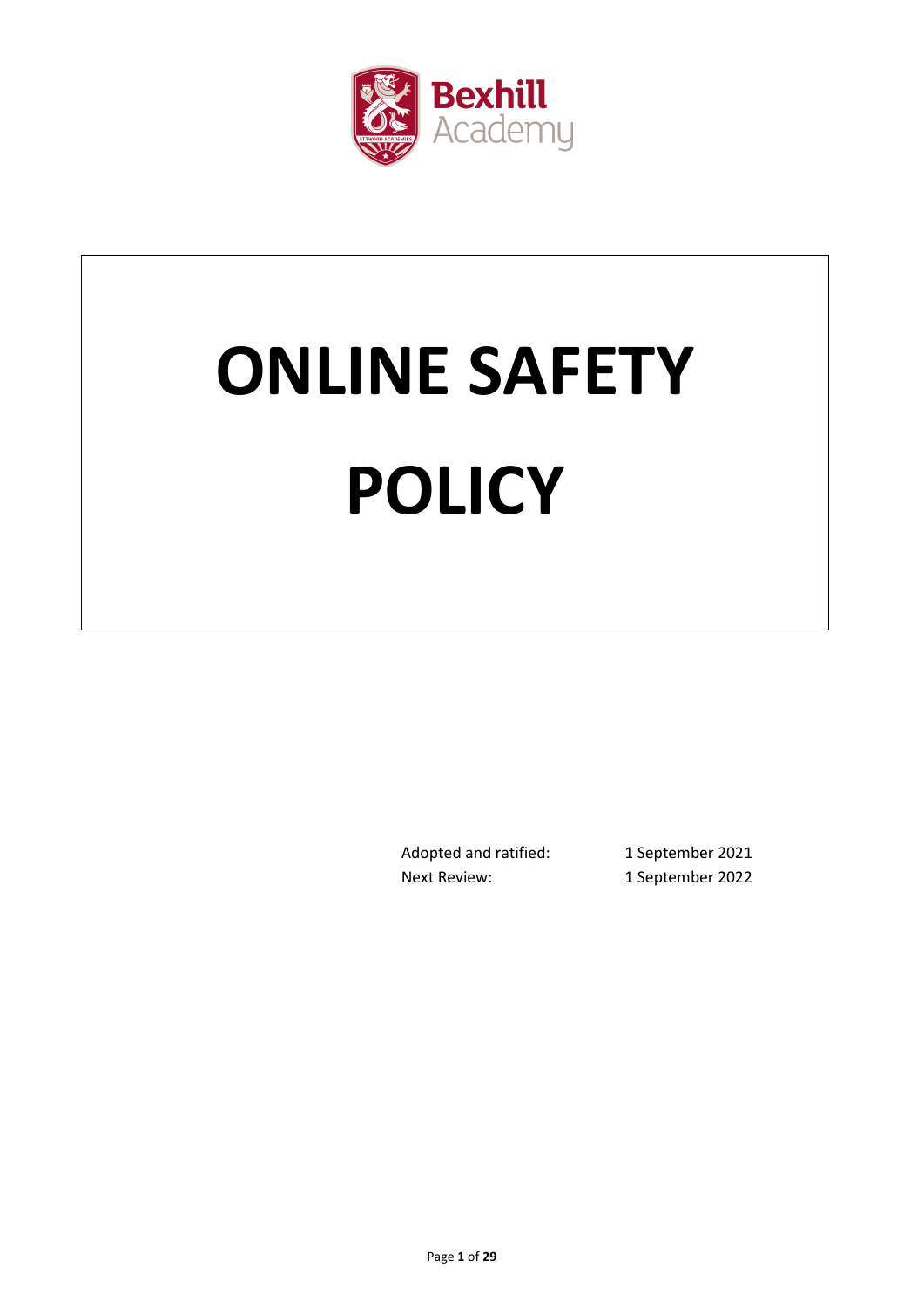Bexhill Academy

# ONLINE SAFETY POLICY

| | |
|---|---|
| Adopted and ratified: | 1 September 2021 |
| Next Review: | 1 September 2022 |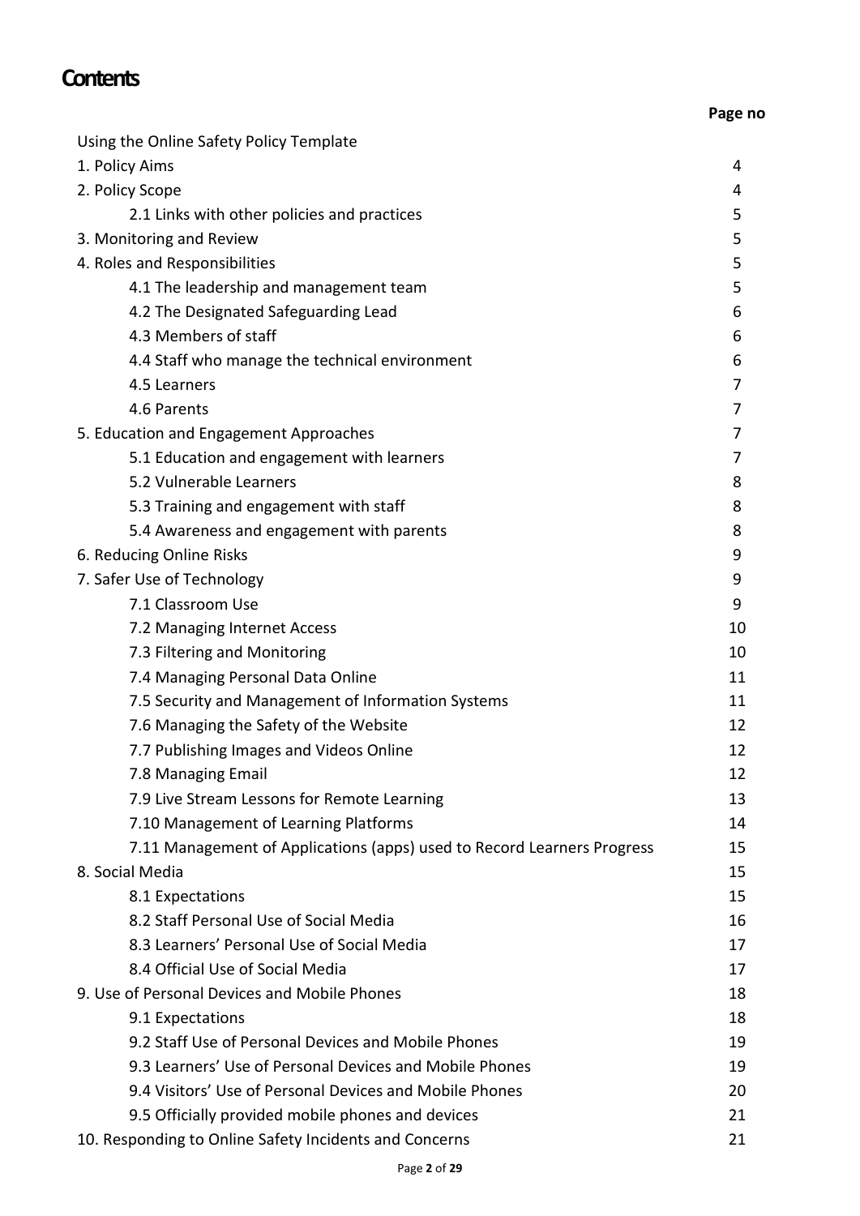# Contents

| | Page no |
|---|---|
| Using the Online Safety Policy Template | |
| 1. Policy Aims | 4 |
| 2. Policy Scope | 4 |
| 2.1 Links with other policies and practices | 5 |
| 3. Monitoring and Review | 5 |
| 4. Roles and Responsibilities | 5 |
| 4.1 The leadership and management team | 5 |
| 4.2 The Designated Safeguarding Lead | 6 |
| 4.3 Members of staff | 6 |
| 4.4 Staff who manage the technical environment | 6 |
| 4.5 Learners | 7 |
| 4.6 Parents | 7 |
| 5. Education and Engagement Approaches | 7 |
| 5.1 Education and engagement with learners | 7 |
| 5.2 Vulnerable Learners | 8 |
| 5.3 Training and engagement with staff | 8 |
| 5.4 Awareness and engagement with parents | 8 |
| 6. Reducing Online Risks | 9 |
| 7. Safer Use of Technology | 9 |
| 7.1 Classroom Use | 9 |
| 7.2 Managing Internet Access | 10 |
| 7.3 Filtering and Monitoring | 10 |
| 7.4 Managing Personal Data Online | 11 |
| 7.5 Security and Management of Information Systems | 11 |
| 7.6 Managing the Safety of the Website | 12 |
| 7.7 Publishing Images and Videos Online | 12 |
| 7.8 Managing Email | 12 |
| 7.9 Live Stream Lessons for Remote Learning | 13 |
| 7.10 Management of Learning Platforms | 14 |
| 7.11 Management of Applications (apps) used to Record Learners Progress | 15 |
| 8. Social Media | 15 |
| 8.1 Expectations | 15 |
| 8.2 Staff Personal Use of Social Media | 16 |
| 8.3 Learners' Personal Use of Social Media | 17 |
| 8.4 Official Use of Social Media | 17 |
| 9. Use of Personal Devices and Mobile Phones | 18 |
| 9.1 Expectations | 18 |
| 9.2 Staff Use of Personal Devices and Mobile Phones | 19 |
| 9.3 Learners' Use of Personal Devices and Mobile Phones | 19 |
| 9.4 Visitors' Use of Personal Devices and Mobile Phones | 20 |
| 9.5 Officially provided mobile phones and devices | 21 |
| 10. Responding to Online Safety Incidents and Concerns | 21 |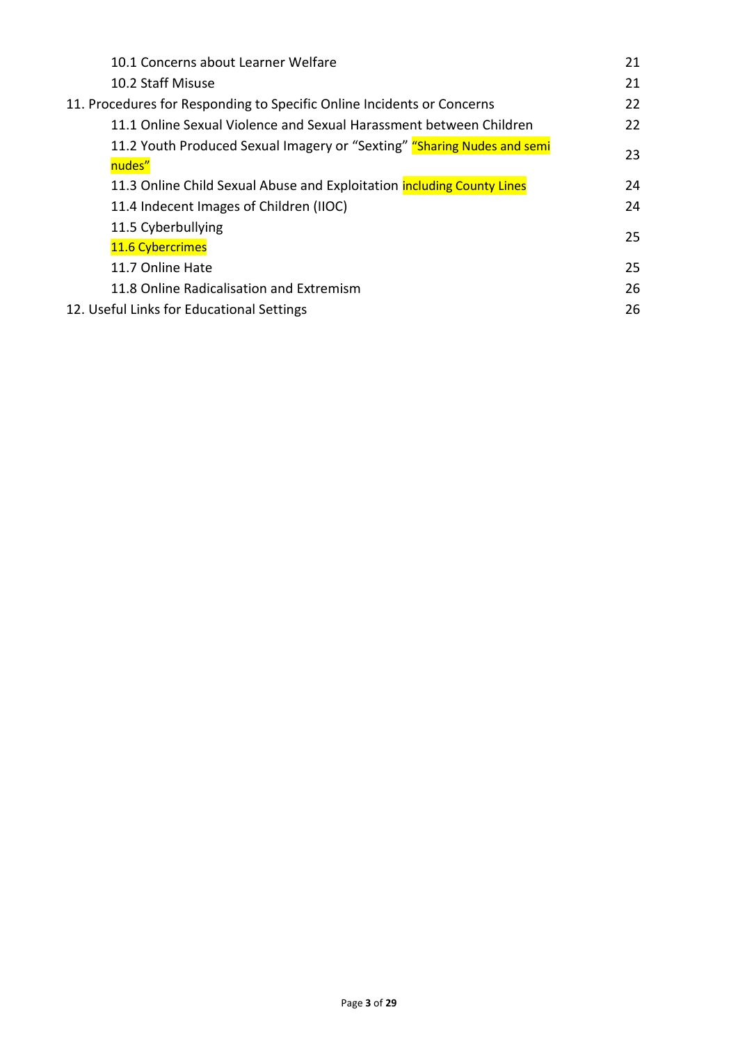| | |
|---|---|
| 10.1 Concerns about Learner Welfare | 21 |
| 10.2 Staff Misuse | 21 |
| 11. Procedures for Responding to Specific Online Incidents or Concerns | 22 |
| 11.1 Online Sexual Violence and Sexual Harassment between Children | 22 |
| 11.2 Youth Produced Sexual Imagery or "Sexting" "Sharing Nudes and semi nudes" | 23 |
| 11.3 Online Child Sexual Abuse and Exploitation including County Lines | 24 |
| 11.4 Indecent Images of Children (IIOC) | 24 |
| 11.5 Cyberbullying<br>11.6 Cybercrimes | 25 |
| 11.7 Online Hate | 25 |
| 11.8 Online Radicalisation and Extremism | 26 |
| 12. Useful Links for Educational Settings | 26 |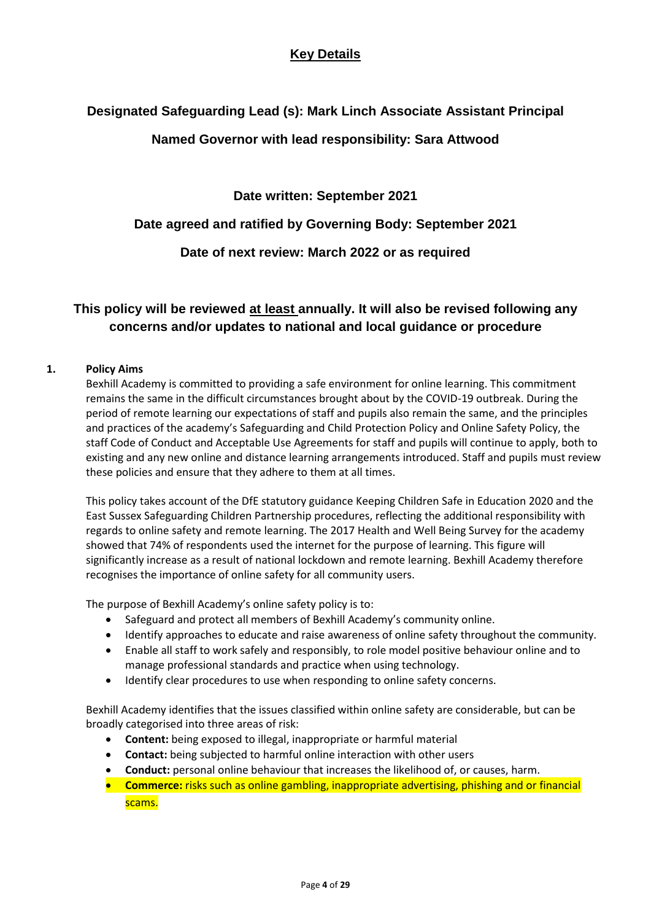## Key Details

**Designated Safeguarding Lead (s): Mark Linch Associate Assistant Principal**

**Named Governor with lead responsibility: Sara Attwood**

**Date written: September 2021**

**Date agreed and ratified by Governing Body: September 2021**

**Date of next review: March 2022 or as required**

**This policy will be reviewed at least annually. It will also be revised following any concerns and/or updates to national and local guidance or procedure**

### 1. Policy Aims

Bexhill Academy is committed to providing a safe environment for online learning. This commitment remains the same in the difficult circumstances brought about by the COVID-19 outbreak. During the period of remote learning our expectations of staff and pupils also remain the same, and the principles and practices of the academy's Safeguarding and Child Protection Policy and Online Safety Policy, the staff Code of Conduct and Acceptable Use Agreements for staff and pupils will continue to apply, both to existing and any new online and distance learning arrangements introduced. Staff and pupils must review these policies and ensure that they adhere to them at all times.

This policy takes account of the DfE statutory guidance Keeping Children Safe in Education 2020 and the East Sussex Safeguarding Children Partnership procedures, reflecting the additional responsibility with regards to online safety and remote learning. The 2017 Health and Well Being Survey for the academy showed that 74% of respondents used the internet for the purpose of learning. This figure will significantly increase as a result of national lockdown and remote learning. Bexhill Academy therefore recognises the importance of online safety for all community users.

The purpose of Bexhill Academy's online safety policy is to:

- Safeguard and protect all members of Bexhill Academy's community online.
- Identify approaches to educate and raise awareness of online safety throughout the community.
- Enable all staff to work safely and responsibly, to role model positive behaviour online and to manage professional standards and practice when using technology.
- Identify clear procedures to use when responding to online safety concerns.

Bexhill Academy identifies that the issues classified within online safety are considerable, but can be broadly categorised into three areas of risk:

- **Content:** being exposed to illegal, inappropriate or harmful material
- **Contact:** being subjected to harmful online interaction with other users
- **Conduct:** personal online behaviour that increases the likelihood of, or causes, harm.
- **Commerce:** risks such as online gambling, inappropriate advertising, phishing and or financial scams.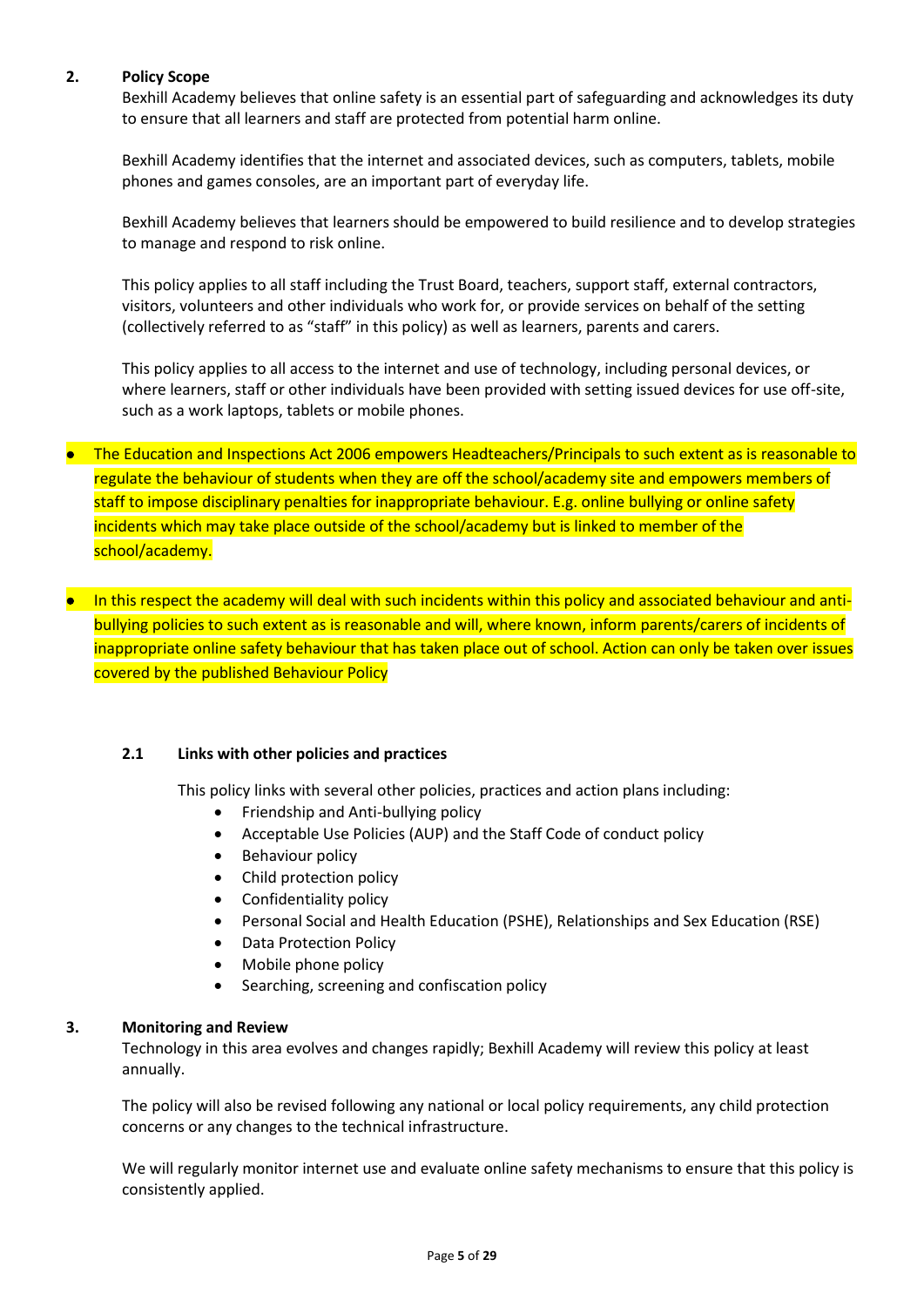## 2. Policy Scope

Bexhill Academy believes that online safety is an essential part of safeguarding and acknowledges its duty to ensure that all learners and staff are protected from potential harm online.

Bexhill Academy identifies that the internet and associated devices, such as computers, tablets, mobile phones and games consoles, are an important part of everyday life.

Bexhill Academy believes that learners should be empowered to build resilience and to develop strategies to manage and respond to risk online.

This policy applies to all staff including the Trust Board, teachers, support staff, external contractors, visitors, volunteers and other individuals who work for, or provide services on behalf of the setting (collectively referred to as "staff" in this policy) as well as learners, parents and carers.

This policy applies to all access to the internet and use of technology, including personal devices, or where learners, staff or other individuals have been provided with setting issued devices for use off-site, such as a work laptops, tablets or mobile phones.

- The Education and Inspections Act 2006 empowers Headteachers/Principals to such extent as is reasonable to regulate the behaviour of students when they are off the school/academy site and empowers members of staff to impose disciplinary penalties for inappropriate behaviour. E.g. online bullying or online safety incidents which may take place outside of the school/academy but is linked to member of the school/academy.
- In this respect the academy will deal with such incidents within this policy and associated behaviour and anti-bullying policies to such extent as is reasonable and will, where known, inform parents/carers of incidents of inappropriate online safety behaviour that has taken place out of school. Action can only be taken over issues covered by the published Behaviour Policy

### 2.1 Links with other policies and practices

This policy links with several other policies, practices and action plans including:

- Friendship and Anti-bullying policy
- Acceptable Use Policies (AUP) and the Staff Code of conduct policy
- Behaviour policy
- Child protection policy
- Confidentiality policy
- Personal Social and Health Education (PSHE), Relationships and Sex Education (RSE)
- Data Protection Policy
- Mobile phone policy
- Searching, screening and confiscation policy

## 3. Monitoring and Review

Technology in this area evolves and changes rapidly; Bexhill Academy will review this policy at least annually.

The policy will also be revised following any national or local policy requirements, any child protection concerns or any changes to the technical infrastructure.

We will regularly monitor internet use and evaluate online safety mechanisms to ensure that this policy is consistently applied.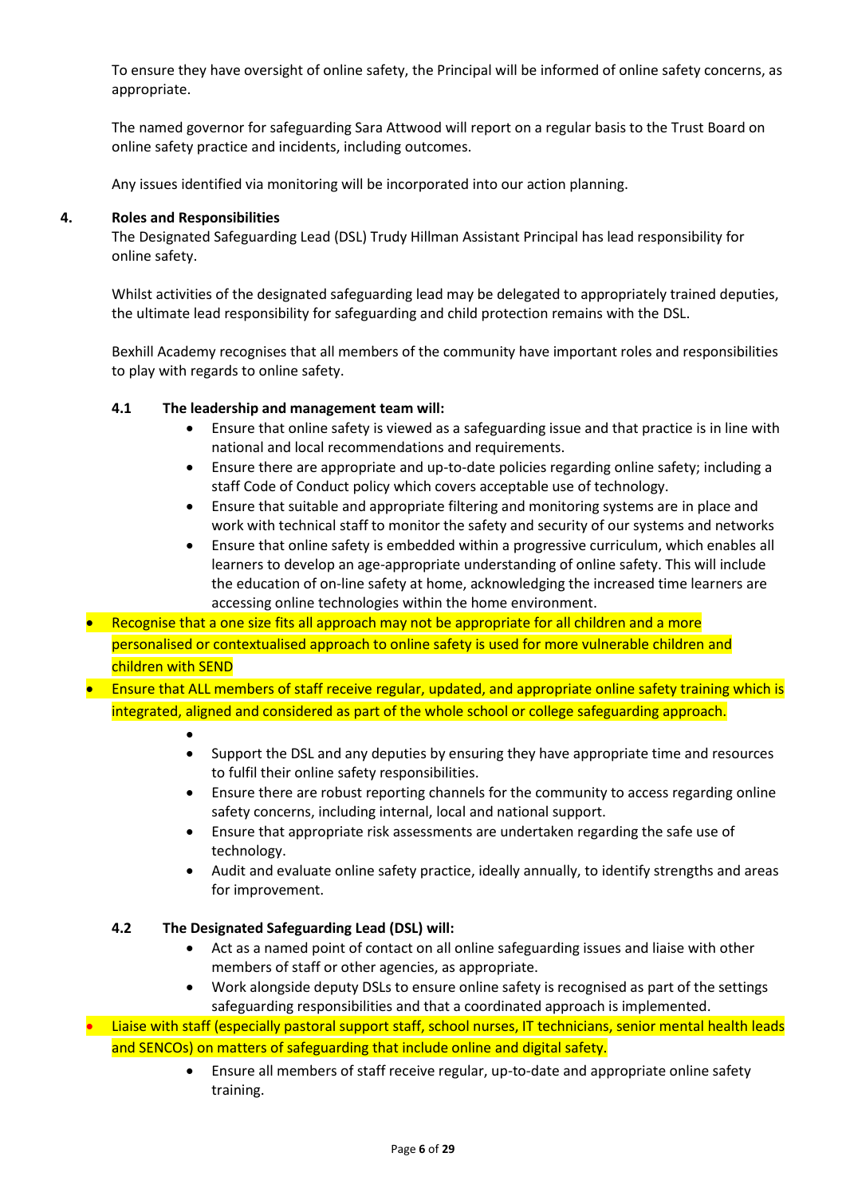To ensure they have oversight of online safety, the Principal will be informed of online safety concerns, as appropriate.

The named governor for safeguarding Sara Attwood will report on a regular basis to the Trust Board on online safety practice and incidents, including outcomes.

Any issues identified via monitoring will be incorporated into our action planning.

## 4. Roles and Responsibilities

The Designated Safeguarding Lead (DSL) Trudy Hillman Assistant Principal has lead responsibility for online safety.

Whilst activities of the designated safeguarding lead may be delegated to appropriately trained deputies, the ultimate lead responsibility for safeguarding and child protection remains with the DSL.

Bexhill Academy recognises that all members of the community have important roles and responsibilities to play with regards to online safety.

### 4.1 The leadership and management team will:

- Ensure that online safety is viewed as a safeguarding issue and that practice is in line with national and local recommendations and requirements.
- Ensure there are appropriate and up-to-date policies regarding online safety; including a staff Code of Conduct policy which covers acceptable use of technology.
- Ensure that suitable and appropriate filtering and monitoring systems are in place and work with technical staff to monitor the safety and security of our systems and networks
- Ensure that online safety is embedded within a progressive curriculum, which enables all learners to develop an age-appropriate understanding of online safety. This will include the education of on-line safety at home, acknowledging the increased time learners are accessing online technologies within the home environment.
- Recognise that a one size fits all approach may not be appropriate for all children and a more personalised or contextualised approach to online safety is used for more vulnerable children and children with SEND
- Ensure that ALL members of staff receive regular, updated, and appropriate online safety training which is integrated, aligned and considered as part of the whole school or college safeguarding approach.
- Support the DSL and any deputies by ensuring they have appropriate time and resources to fulfil their online safety responsibilities.
- Ensure there are robust reporting channels for the community to access regarding online safety concerns, including internal, local and national support.
- Ensure that appropriate risk assessments are undertaken regarding the safe use of technology.
- Audit and evaluate online safety practice, ideally annually, to identify strengths and areas for improvement.

### 4.2 The Designated Safeguarding Lead (DSL) will:

- Act as a named point of contact on all online safeguarding issues and liaise with other members of staff or other agencies, as appropriate.
- Work alongside deputy DSLs to ensure online safety is recognised as part of the settings safeguarding responsibilities and that a coordinated approach is implemented.
- Liaise with staff (especially pastoral support staff, school nurses, IT technicians, senior mental health leads and SENCOs) on matters of safeguarding that include online and digital safety.
- Ensure all members of staff receive regular, up-to-date and appropriate online safety training.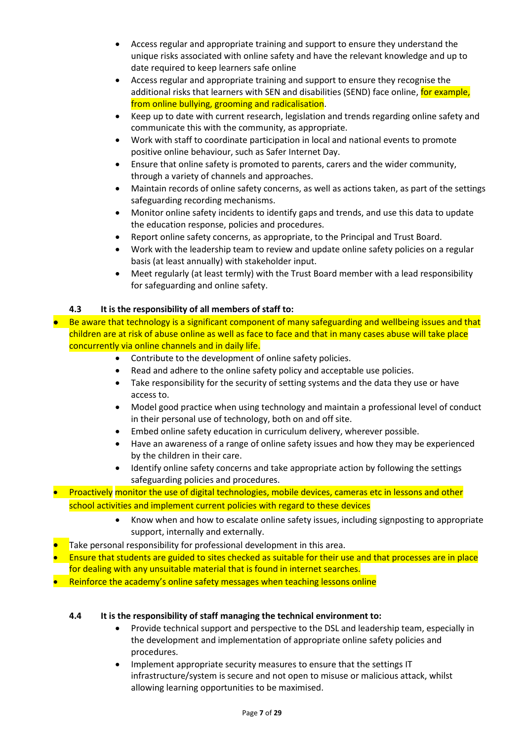- Access regular and appropriate training and support to ensure they understand the unique risks associated with online safety and have the relevant knowledge and up to date required to keep learners safe online
- Access regular and appropriate training and support to ensure they recognise the additional risks that learners with SEN and disabilities (SEND) face online, for example, from online bullying, grooming and radicalisation.
- Keep up to date with current research, legislation and trends regarding online safety and communicate this with the community, as appropriate.
- Work with staff to coordinate participation in local and national events to promote positive online behaviour, such as Safer Internet Day.
- Ensure that online safety is promoted to parents, carers and the wider community, through a variety of channels and approaches.
- Maintain records of online safety concerns, as well as actions taken, as part of the settings safeguarding recording mechanisms.
- Monitor online safety incidents to identify gaps and trends, and use this data to update the education response, policies and procedures.
- Report online safety concerns, as appropriate, to the Principal and Trust Board.
- Work with the leadership team to review and update online safety policies on a regular basis (at least annually) with stakeholder input.
- Meet regularly (at least termly) with the Trust Board member with a lead responsibility for safeguarding and online safety.

#### 4.3 It is the responsibility of all members of staff to:

- Be aware that technology is a significant component of many safeguarding and wellbeing issues and that children are at risk of abuse online as well as face to face and that in many cases abuse will take place concurrently via online channels and in daily life.
- Contribute to the development of online safety policies.
- Read and adhere to the online safety policy and acceptable use policies.
- Take responsibility for the security of setting systems and the data they use or have access to.
- Model good practice when using technology and maintain a professional level of conduct in their personal use of technology, both on and off site.
- Embed online safety education in curriculum delivery, wherever possible.
- Have an awareness of a range of online safety issues and how they may be experienced by the children in their care.
- Identify online safety concerns and take appropriate action by following the settings safeguarding policies and procedures.
- Proactively monitor the use of digital technologies, mobile devices, cameras etc in lessons and other school activities and implement current policies with regard to these devices
- Know when and how to escalate online safety issues, including signposting to appropriate support, internally and externally.
- Take personal responsibility for professional development in this area.
- Ensure that students are guided to sites checked as suitable for their use and that processes are in place for dealing with any unsuitable material that is found in internet searches.
- Reinforce the academy's online safety messages when teaching lessons online

#### 4.4 It is the responsibility of staff managing the technical environment to:

- Provide technical support and perspective to the DSL and leadership team, especially in the development and implementation of appropriate online safety policies and procedures.
- Implement appropriate security measures to ensure that the settings IT infrastructure/system is secure and not open to misuse or malicious attack, whilst allowing learning opportunities to be maximised.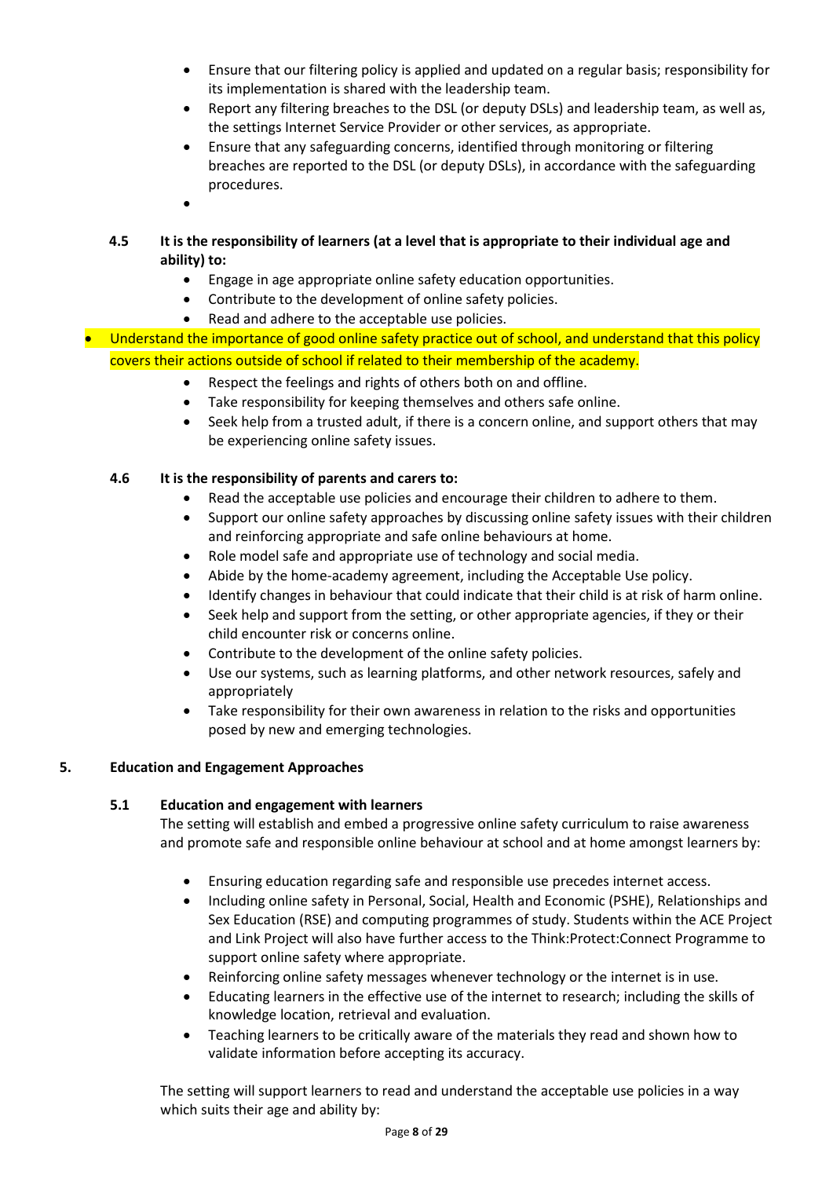- Ensure that our filtering policy is applied and updated on a regular basis; responsibility for its implementation is shared with the leadership team.
- Report any filtering breaches to the DSL (or deputy DSLs) and leadership team, as well as, the settings Internet Service Provider or other services, as appropriate.
- Ensure that any safeguarding concerns, identified through monitoring or filtering breaches are reported to the DSL (or deputy DSLs), in accordance with the safeguarding procedures.

### 4.5 It is the responsibility of learners (at a level that is appropriate to their individual age and ability) to:

- Engage in age appropriate online safety education opportunities.
- Contribute to the development of online safety policies.
- Read and adhere to the acceptable use policies.
- Understand the importance of good online safety practice out of school, and understand that this policy covers their actions outside of school if related to their membership of the academy.
- Respect the feelings and rights of others both on and offline.
- Take responsibility for keeping themselves and others safe online.
- Seek help from a trusted adult, if there is a concern online, and support others that may be experiencing online safety issues.

### 4.6 It is the responsibility of parents and carers to:

- Read the acceptable use policies and encourage their children to adhere to them.
- Support our online safety approaches by discussing online safety issues with their children and reinforcing appropriate and safe online behaviours at home.
- Role model safe and appropriate use of technology and social media.
- Abide by the home-academy agreement, including the Acceptable Use policy.
- Identify changes in behaviour that could indicate that their child is at risk of harm online.
- Seek help and support from the setting, or other appropriate agencies, if they or their child encounter risk or concerns online.
- Contribute to the development of the online safety policies.
- Use our systems, such as learning platforms, and other network resources, safely and appropriately
- Take responsibility for their own awareness in relation to the risks and opportunities posed by new and emerging technologies.

## 5. Education and Engagement Approaches

### 5.1 Education and engagement with learners

The setting will establish and embed a progressive online safety curriculum to raise awareness and promote safe and responsible online behaviour at school and at home amongst learners by:

- Ensuring education regarding safe and responsible use precedes internet access.
- Including online safety in Personal, Social, Health and Economic (PSHE), Relationships and Sex Education (RSE) and computing programmes of study. Students within the ACE Project and Link Project will also have further access to the Think:Protect:Connect Programme to support online safety where appropriate.
- Reinforcing online safety messages whenever technology or the internet is in use.
- Educating learners in the effective use of the internet to research; including the skills of knowledge location, retrieval and evaluation.
- Teaching learners to be critically aware of the materials they read and shown how to validate information before accepting its accuracy.

The setting will support learners to read and understand the acceptable use policies in a way which suits their age and ability by: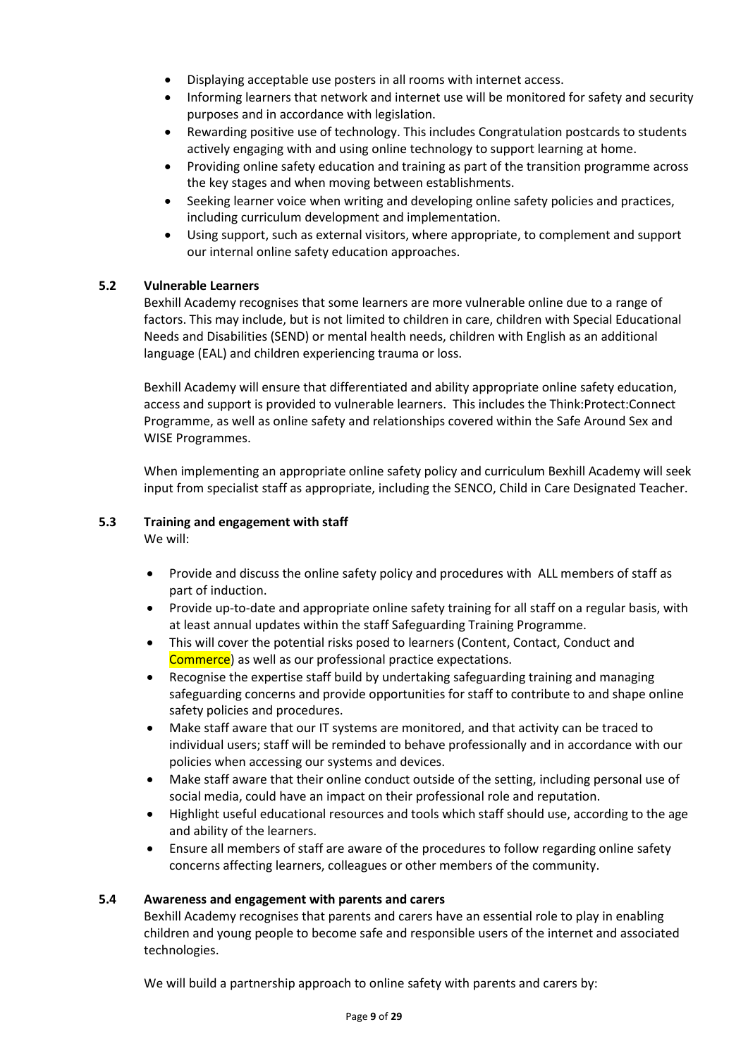- Displaying acceptable use posters in all rooms with internet access.
- Informing learners that network and internet use will be monitored for safety and security purposes and in accordance with legislation.
- Rewarding positive use of technology. This includes Congratulation postcards to students actively engaging with and using online technology to support learning at home.
- Providing online safety education and training as part of the transition programme across the key stages and when moving between establishments.
- Seeking learner voice when writing and developing online safety policies and practices, including curriculum development and implementation.
- Using support, such as external visitors, where appropriate, to complement and support our internal online safety education approaches.

### 5.2 Vulnerable Learners

Bexhill Academy recognises that some learners are more vulnerable online due to a range of factors. This may include, but is not limited to children in care, children with Special Educational Needs and Disabilities (SEND) or mental health needs, children with English as an additional language (EAL) and children experiencing trauma or loss.

Bexhill Academy will ensure that differentiated and ability appropriate online safety education, access and support is provided to vulnerable learners. This includes the Think:Protect:Connect Programme, as well as online safety and relationships covered within the Safe Around Sex and WISE Programmes.

When implementing an appropriate online safety policy and curriculum Bexhill Academy will seek input from specialist staff as appropriate, including the SENCO, Child in Care Designated Teacher.

### 5.3 Training and engagement with staff

We will:

- Provide and discuss the online safety policy and procedures with ALL members of staff as part of induction.
- Provide up-to-date and appropriate online safety training for all staff on a regular basis, with at least annual updates within the staff Safeguarding Training Programme.
- This will cover the potential risks posed to learners (Content, Contact, Conduct and Commerce) as well as our professional practice expectations.
- Recognise the expertise staff build by undertaking safeguarding training and managing safeguarding concerns and provide opportunities for staff to contribute to and shape online safety policies and procedures.
- Make staff aware that our IT systems are monitored, and that activity can be traced to individual users; staff will be reminded to behave professionally and in accordance with our policies when accessing our systems and devices.
- Make staff aware that their online conduct outside of the setting, including personal use of social media, could have an impact on their professional role and reputation.
- Highlight useful educational resources and tools which staff should use, according to the age and ability of the learners.
- Ensure all members of staff are aware of the procedures to follow regarding online safety concerns affecting learners, colleagues or other members of the community.

### 5.4 Awareness and engagement with parents and carers

Bexhill Academy recognises that parents and carers have an essential role to play in enabling children and young people to become safe and responsible users of the internet and associated technologies.

We will build a partnership approach to online safety with parents and carers by: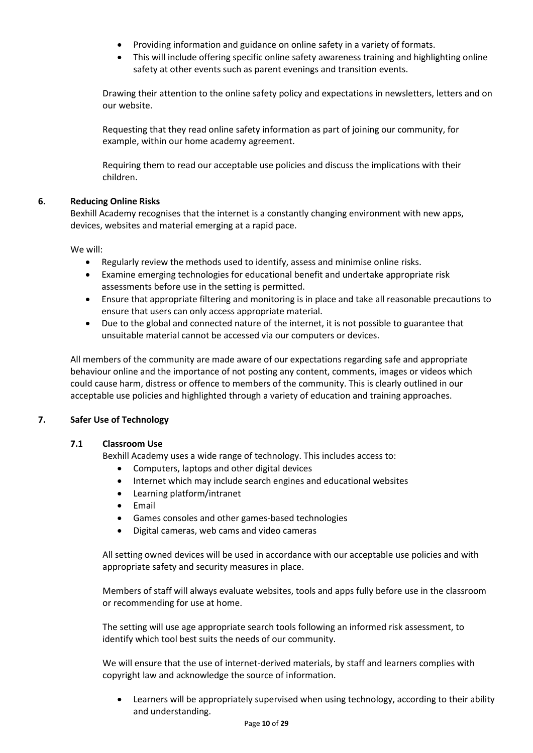- Providing information and guidance on online safety in a variety of formats.
- This will include offering specific online safety awareness training and highlighting online safety at other events such as parent evenings and transition events.

Drawing their attention to the online safety policy and expectations in newsletters, letters and on our website.

Requesting that they read online safety information as part of joining our community, for example, within our home academy agreement.

Requiring them to read our acceptable use policies and discuss the implications with their children.

## 6. Reducing Online Risks

Bexhill Academy recognises that the internet is a constantly changing environment with new apps, devices, websites and material emerging at a rapid pace.

We will:

- Regularly review the methods used to identify, assess and minimise online risks.
- Examine emerging technologies for educational benefit and undertake appropriate risk assessments before use in the setting is permitted.
- Ensure that appropriate filtering and monitoring is in place and take all reasonable precautions to ensure that users can only access appropriate material.
- Due to the global and connected nature of the internet, it is not possible to guarantee that unsuitable material cannot be accessed via our computers or devices.

All members of the community are made aware of our expectations regarding safe and appropriate behaviour online and the importance of not posting any content, comments, images or videos which could cause harm, distress or offence to members of the community. This is clearly outlined in our acceptable use policies and highlighted through a variety of education and training approaches.

## 7. Safer Use of Technology

### 7.1 Classroom Use

Bexhill Academy uses a wide range of technology. This includes access to:

- Computers, laptops and other digital devices
- Internet which may include search engines and educational websites
- Learning platform/intranet
- Email
- Games consoles and other games-based technologies
- Digital cameras, web cams and video cameras

All setting owned devices will be used in accordance with our acceptable use policies and with appropriate safety and security measures in place.

Members of staff will always evaluate websites, tools and apps fully before use in the classroom or recommending for use at home.

The setting will use age appropriate search tools following an informed risk assessment, to identify which tool best suits the needs of our community.

We will ensure that the use of internet-derived materials, by staff and learners complies with copyright law and acknowledge the source of information.

- Learners will be appropriately supervised when using technology, according to their ability and understanding.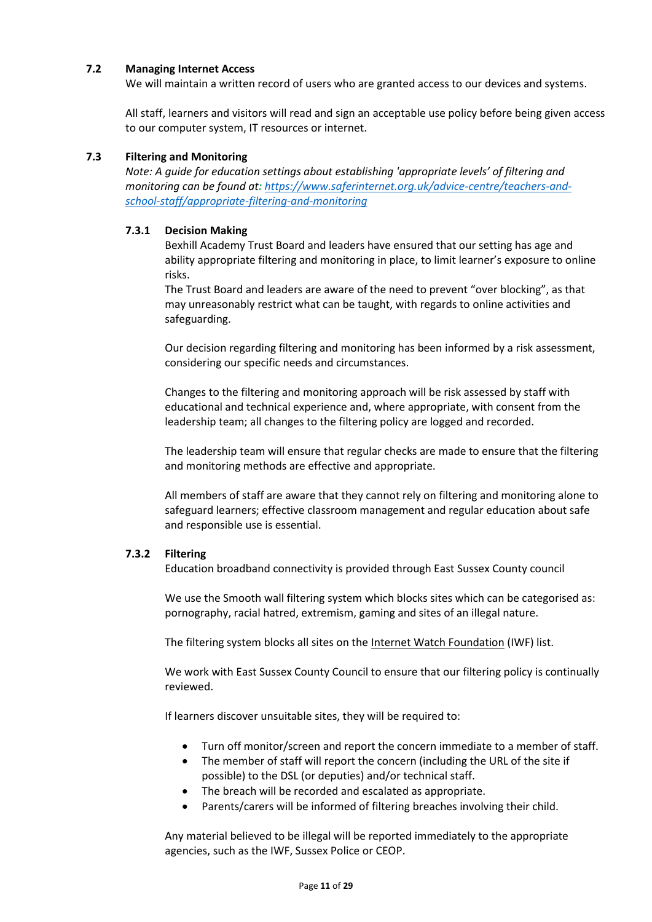### 7.2 Managing Internet Access

We will maintain a written record of users who are granted access to our devices and systems.

All staff, learners and visitors will read and sign an acceptable use policy before being given access to our computer system, IT resources or internet.

### 7.3 Filtering and Monitoring

*Note: A guide for education settings about establishing 'appropriate levels' of filtering and monitoring can be found at: [https://www.saferinternet.org.uk/advice-centre/teachers-and-school-staff/appropriate-filtering-and-monitoring](https://www.saferinternet.org.uk/advice-centre/teachers-and-school-staff/appropriate-filtering-and-monitoring)*

#### 7.3.1 Decision Making

Bexhill Academy Trust Board and leaders have ensured that our setting has age and ability appropriate filtering and monitoring in place, to limit learner's exposure to online risks.
The Trust Board and leaders are aware of the need to prevent "over blocking", as that may unreasonably restrict what can be taught, with regards to online activities and safeguarding.

Our decision regarding filtering and monitoring has been informed by a risk assessment, considering our specific needs and circumstances.

Changes to the filtering and monitoring approach will be risk assessed by staff with educational and technical experience and, where appropriate, with consent from the leadership team; all changes to the filtering policy are logged and recorded.

The leadership team will ensure that regular checks are made to ensure that the filtering and monitoring methods are effective and appropriate.

All members of staff are aware that they cannot rely on filtering and monitoring alone to safeguard learners; effective classroom management and regular education about safe and responsible use is essential.

#### 7.3.2 Filtering

Education broadband connectivity is provided through East Sussex County council

We use the Smooth wall filtering system which blocks sites which can be categorised as: pornography, racial hatred, extremism, gaming and sites of an illegal nature.

The filtering system blocks all sites on the Internet Watch Foundation (IWF) list.

We work with East Sussex County Council to ensure that our filtering policy is continually reviewed.

If learners discover unsuitable sites, they will be required to:

- Turn off monitor/screen and report the concern immediate to a member of staff.
- The member of staff will report the concern (including the URL of the site if possible) to the DSL (or deputies) and/or technical staff.
- The breach will be recorded and escalated as appropriate.
- Parents/carers will be informed of filtering breaches involving their child.

Any material believed to be illegal will be reported immediately to the appropriate agencies, such as the IWF, Sussex Police or CEOP.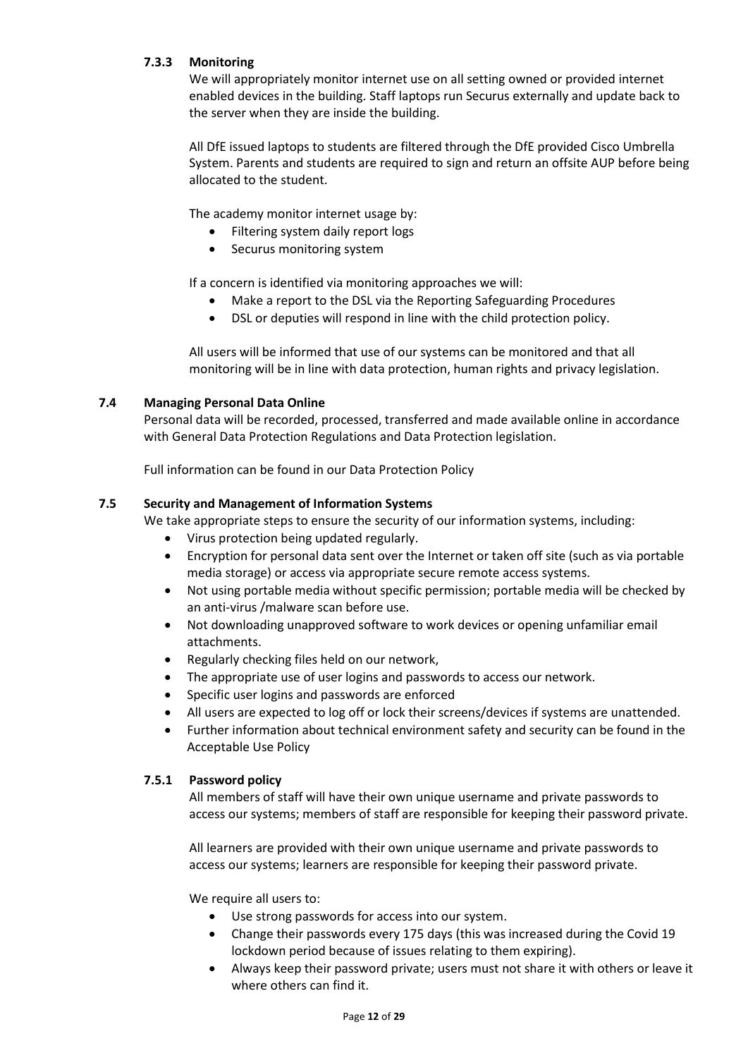#### 7.3.3 Monitoring

We will appropriately monitor internet use on all setting owned or provided internet enabled devices in the building. Staff laptops run Securus externally and update back to the server when they are inside the building.

All DfE issued laptops to students are filtered through the DfE provided Cisco Umbrella System. Parents and students are required to sign and return an offsite AUP before being allocated to the student.

The academy monitor internet usage by:

- Filtering system daily report logs
- Securus monitoring system

If a concern is identified via monitoring approaches we will:

- Make a report to the DSL via the Reporting Safeguarding Procedures
- DSL or deputies will respond in line with the child protection policy.

All users will be informed that use of our systems can be monitored and that all monitoring will be in line with data protection, human rights and privacy legislation.

### 7.4 Managing Personal Data Online

Personal data will be recorded, processed, transferred and made available online in accordance with General Data Protection Regulations and Data Protection legislation.

Full information can be found in our Data Protection Policy

### 7.5 Security and Management of Information Systems

We take appropriate steps to ensure the security of our information systems, including:

- Virus protection being updated regularly.
- Encryption for personal data sent over the Internet or taken off site (such as via portable media storage) or access via appropriate secure remote access systems.
- Not using portable media without specific permission; portable media will be checked by an anti-virus /malware scan before use.
- Not downloading unapproved software to work devices or opening unfamiliar email attachments.
- Regularly checking files held on our network,
- The appropriate use of user logins and passwords to access our network.
- Specific user logins and passwords are enforced
- All users are expected to log off or lock their screens/devices if systems are unattended.
- Further information about technical environment safety and security can be found in the Acceptable Use Policy

#### 7.5.1 Password policy

All members of staff will have their own unique username and private passwords to access our systems; members of staff are responsible for keeping their password private.

All learners are provided with their own unique username and private passwords to access our systems; learners are responsible for keeping their password private.

We require all users to:

- Use strong passwords for access into our system.
- Change their passwords every 175 days (this was increased during the Covid 19 lockdown period because of issues relating to them expiring).
- Always keep their password private; users must not share it with others or leave it where others can find it.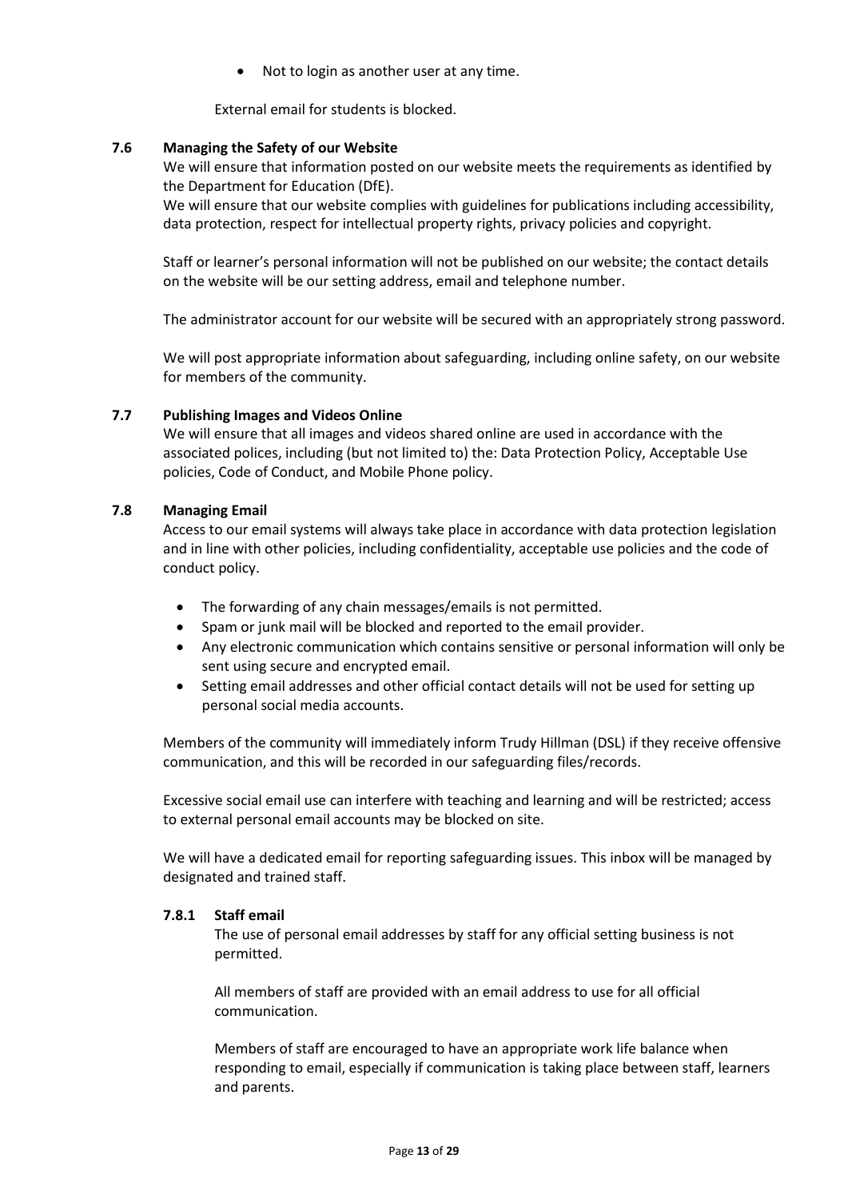- Not to login as another user at any time.

External email for students is blocked.

### 7.6 Managing the Safety of our Website

We will ensure that information posted on our website meets the requirements as identified by the Department for Education (DfE).

We will ensure that our website complies with guidelines for publications including accessibility, data protection, respect for intellectual property rights, privacy policies and copyright.

Staff or learner's personal information will not be published on our website; the contact details on the website will be our setting address, email and telephone number.

The administrator account for our website will be secured with an appropriately strong password.

We will post appropriate information about safeguarding, including online safety, on our website for members of the community.

### 7.7 Publishing Images and Videos Online

We will ensure that all images and videos shared online are used in accordance with the associated polices, including (but not limited to) the: Data Protection Policy, Acceptable Use policies, Code of Conduct, and Mobile Phone policy.

### 7.8 Managing Email

Access to our email systems will always take place in accordance with data protection legislation and in line with other policies, including confidentiality, acceptable use policies and the code of conduct policy.

- The forwarding of any chain messages/emails is not permitted.
- Spam or junk mail will be blocked and reported to the email provider.
- Any electronic communication which contains sensitive or personal information will only be sent using secure and encrypted email.
- Setting email addresses and other official contact details will not be used for setting up personal social media accounts.

Members of the community will immediately inform Trudy Hillman (DSL) if they receive offensive communication, and this will be recorded in our safeguarding files/records.

Excessive social email use can interfere with teaching and learning and will be restricted; access to external personal email accounts may be blocked on site.

We will have a dedicated email for reporting safeguarding issues. This inbox will be managed by designated and trained staff.

#### 7.8.1 Staff email

The use of personal email addresses by staff for any official setting business is not permitted.

All members of staff are provided with an email address to use for all official communication.

Members of staff are encouraged to have an appropriate work life balance when responding to email, especially if communication is taking place between staff, learners and parents.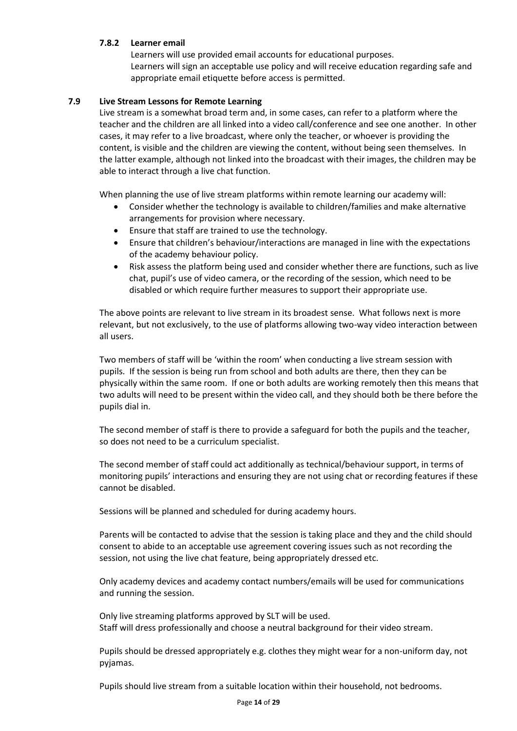#### 7.8.2 Learner email

Learners will use provided email accounts for educational purposes.
Learners will sign an acceptable use policy and will receive education regarding safe and appropriate email etiquette before access is permitted.

### 7.9 Live Stream Lessons for Remote Learning

Live stream is a somewhat broad term and, in some cases, can refer to a platform where the teacher and the children are all linked into a video call/conference and see one another. In other cases, it may refer to a live broadcast, where only the teacher, or whoever is providing the content, is visible and the children are viewing the content, without being seen themselves. In the latter example, although not linked into the broadcast with their images, the children may be able to interact through a live chat function.

When planning the use of live stream platforms within remote learning our academy will:

- Consider whether the technology is available to children/families and make alternative arrangements for provision where necessary.
- Ensure that staff are trained to use the technology.
- Ensure that children's behaviour/interactions are managed in line with the expectations of the academy behaviour policy.
- Risk assess the platform being used and consider whether there are functions, such as live chat, pupil's use of video camera, or the recording of the session, which need to be disabled or which require further measures to support their appropriate use.

The above points are relevant to live stream in its broadest sense. What follows next is more relevant, but not exclusively, to the use of platforms allowing two-way video interaction between all users.

Two members of staff will be 'within the room' when conducting a live stream session with pupils. If the session is being run from school and both adults are there, then they can be physically within the same room. If one or both adults are working remotely then this means that two adults will need to be present within the video call, and they should both be there before the pupils dial in.

The second member of staff is there to provide a safeguard for both the pupils and the teacher, so does not need to be a curriculum specialist.

The second member of staff could act additionally as technical/behaviour support, in terms of monitoring pupils' interactions and ensuring they are not using chat or recording features if these cannot be disabled.

Sessions will be planned and scheduled for during academy hours.

Parents will be contacted to advise that the session is taking place and they and the child should consent to abide to an acceptable use agreement covering issues such as not recording the session, not using the live chat feature, being appropriately dressed etc.

Only academy devices and academy contact numbers/emails will be used for communications and running the session.

Only live streaming platforms approved by SLT will be used.
Staff will dress professionally and choose a neutral background for their video stream.

Pupils should be dressed appropriately e.g. clothes they might wear for a non-uniform day, not pyjamas.

Pupils should live stream from a suitable location within their household, not bedrooms.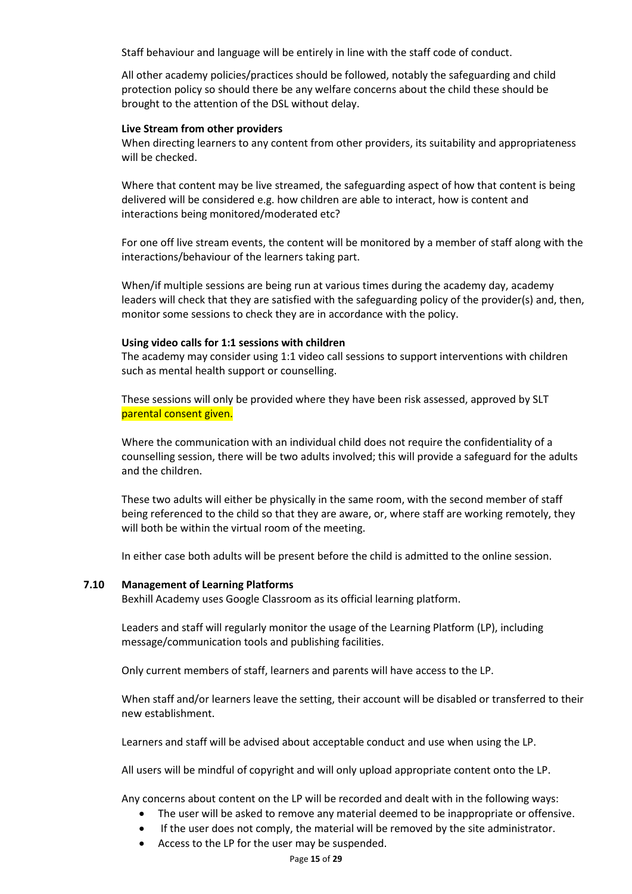Staff behaviour and language will be entirely in line with the staff code of conduct.

All other academy policies/practices should be followed, notably the safeguarding and child protection policy so should there be any welfare concerns about the child these should be brought to the attention of the DSL without delay.

**Live Stream from other providers**

When directing learners to any content from other providers, its suitability and appropriateness will be checked.

Where that content may be live streamed, the safeguarding aspect of how that content is being delivered will be considered e.g. how children are able to interact, how is content and interactions being monitored/moderated etc?

For one off live stream events, the content will be monitored by a member of staff along with the interactions/behaviour of the learners taking part.

When/if multiple sessions are being run at various times during the academy day, academy leaders will check that they are satisfied with the safeguarding policy of the provider(s) and, then, monitor some sessions to check they are in accordance with the policy.

**Using video calls for 1:1 sessions with children**

The academy may consider using 1:1 video call sessions to support interventions with children such as mental health support or counselling.

These sessions will only be provided where they have been risk assessed, approved by SLT parental consent given.

Where the communication with an individual child does not require the confidentiality of a counselling session, there will be two adults involved; this will provide a safeguard for the adults and the children.

These two adults will either be physically in the same room, with the second member of staff being referenced to the child so that they are aware, or, where staff are working remotely, they will both be within the virtual room of the meeting.

In either case both adults will be present before the child is admitted to the online session.

### 7.10 Management of Learning Platforms

Bexhill Academy uses Google Classroom as its official learning platform.

Leaders and staff will regularly monitor the usage of the Learning Platform (LP), including message/communication tools and publishing facilities.

Only current members of staff, learners and parents will have access to the LP.

When staff and/or learners leave the setting, their account will be disabled or transferred to their new establishment.

Learners and staff will be advised about acceptable conduct and use when using the LP.

All users will be mindful of copyright and will only upload appropriate content onto the LP.

Any concerns about content on the LP will be recorded and dealt with in the following ways:

- The user will be asked to remove any material deemed to be inappropriate or offensive.
- If the user does not comply, the material will be removed by the site administrator.
- Access to the LP for the user may be suspended.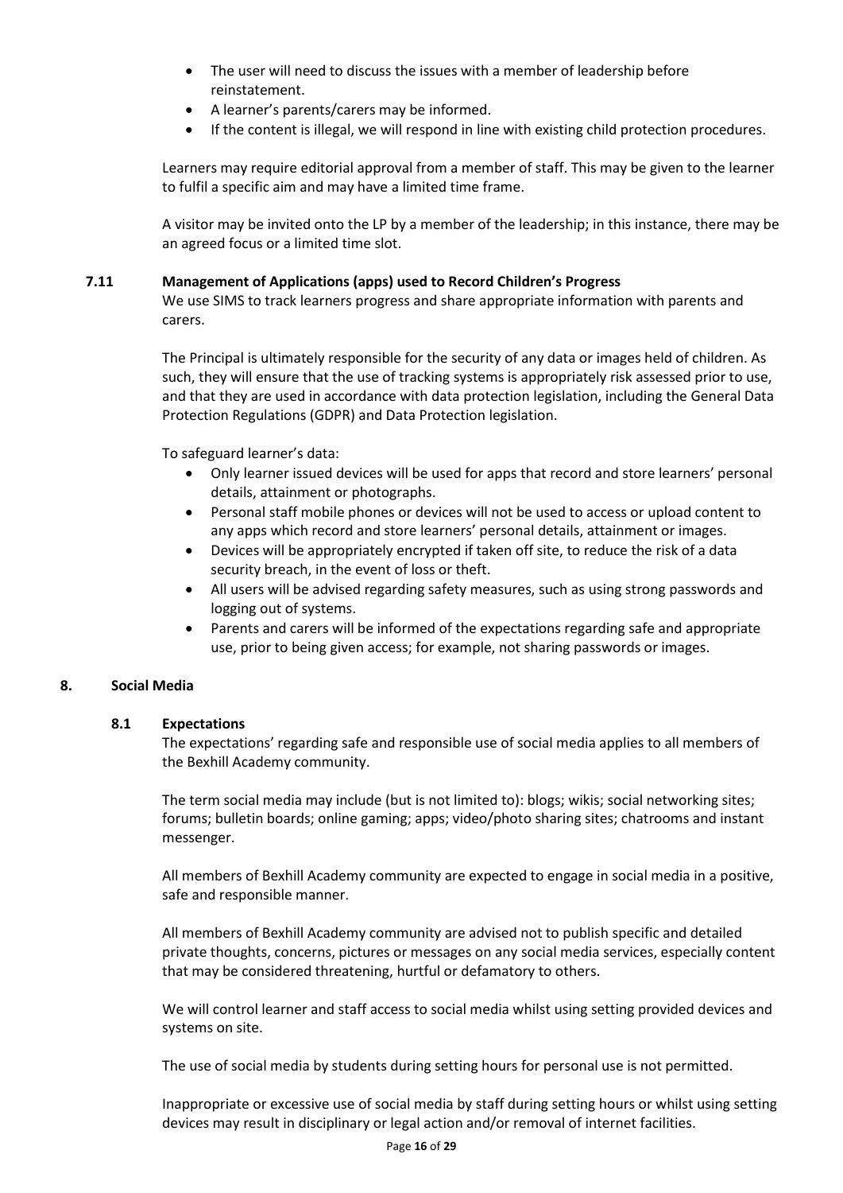- The user will need to discuss the issues with a member of leadership before reinstatement.
- A learner's parents/carers may be informed.
- If the content is illegal, we will respond in line with existing child protection procedures.

Learners may require editorial approval from a member of staff. This may be given to the learner to fulfil a specific aim and may have a limited time frame.

A visitor may be invited onto the LP by a member of the leadership; in this instance, there may be an agreed focus or a limited time slot.

### 7.11 Management of Applications (apps) used to Record Children's Progress

We use SIMS to track learners progress and share appropriate information with parents and carers.

The Principal is ultimately responsible for the security of any data or images held of children. As such, they will ensure that the use of tracking systems is appropriately risk assessed prior to use, and that they are used in accordance with data protection legislation, including the General Data Protection Regulations (GDPR) and Data Protection legislation.

To safeguard learner's data:

- Only learner issued devices will be used for apps that record and store learners' personal details, attainment or photographs.
- Personal staff mobile phones or devices will not be used to access or upload content to any apps which record and store learners' personal details, attainment or images.
- Devices will be appropriately encrypted if taken off site, to reduce the risk of a data security breach, in the event of loss or theft.
- All users will be advised regarding safety measures, such as using strong passwords and logging out of systems.
- Parents and carers will be informed of the expectations regarding safe and appropriate use, prior to being given access; for example, not sharing passwords or images.

## 8. Social Media

### 8.1 Expectations

The expectations' regarding safe and responsible use of social media applies to all members of the Bexhill Academy community.

The term social media may include (but is not limited to): blogs; wikis; social networking sites; forums; bulletin boards; online gaming; apps; video/photo sharing sites; chatrooms and instant messenger.

All members of Bexhill Academy community are expected to engage in social media in a positive, safe and responsible manner.

All members of Bexhill Academy community are advised not to publish specific and detailed private thoughts, concerns, pictures or messages on any social media services, especially content that may be considered threatening, hurtful or defamatory to others.

We will control learner and staff access to social media whilst using setting provided devices and systems on site.

The use of social media by students during setting hours for personal use is not permitted.

Inappropriate or excessive use of social media by staff during setting hours or whilst using setting devices may result in disciplinary or legal action and/or removal of internet facilities.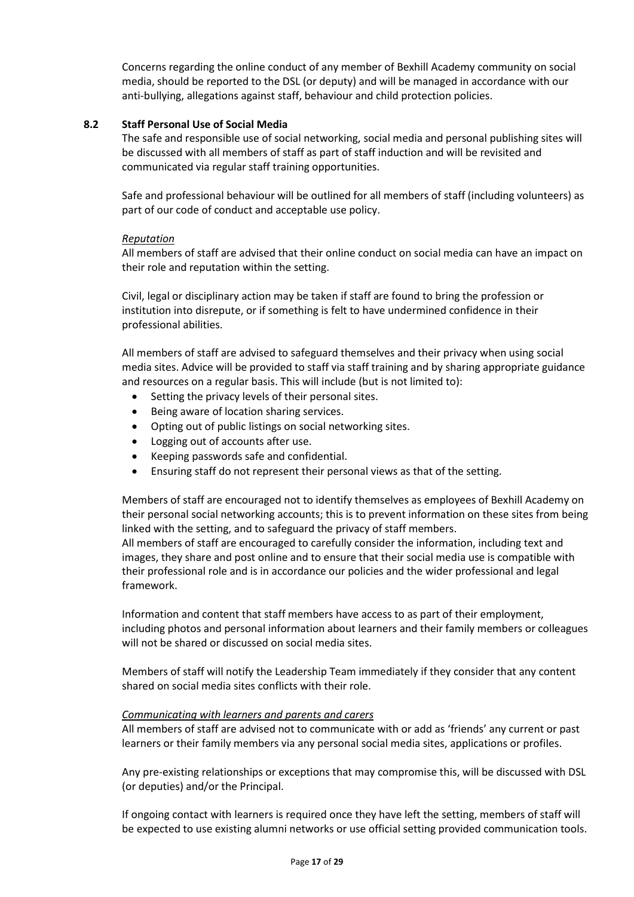Concerns regarding the online conduct of any member of Bexhill Academy community on social media, should be reported to the DSL (or deputy) and will be managed in accordance with our anti-bullying, allegations against staff, behaviour and child protection policies.

### 8.2 Staff Personal Use of Social Media

The safe and responsible use of social networking, social media and personal publishing sites will be discussed with all members of staff as part of staff induction and will be revisited and communicated via regular staff training opportunities.

Safe and professional behaviour will be outlined for all members of staff (including volunteers) as part of our code of conduct and acceptable use policy.

*Reputation*

All members of staff are advised that their online conduct on social media can have an impact on their role and reputation within the setting.

Civil, legal or disciplinary action may be taken if staff are found to bring the profession or institution into disrepute, or if something is felt to have undermined confidence in their professional abilities.

All members of staff are advised to safeguard themselves and their privacy when using social media sites. Advice will be provided to staff via staff training and by sharing appropriate guidance and resources on a regular basis. This will include (but is not limited to):

- Setting the privacy levels of their personal sites.
- Being aware of location sharing services.
- Opting out of public listings on social networking sites.
- Logging out of accounts after use.
- Keeping passwords safe and confidential.
- Ensuring staff do not represent their personal views as that of the setting.

Members of staff are encouraged not to identify themselves as employees of Bexhill Academy on their personal social networking accounts; this is to prevent information on these sites from being linked with the setting, and to safeguard the privacy of staff members.
All members of staff are encouraged to carefully consider the information, including text and images, they share and post online and to ensure that their social media use is compatible with their professional role and is in accordance our policies and the wider professional and legal framework.

Information and content that staff members have access to as part of their employment, including photos and personal information about learners and their family members or colleagues will not be shared or discussed on social media sites.

Members of staff will notify the Leadership Team immediately if they consider that any content shared on social media sites conflicts with their role.

*Communicating with learners and parents and carers*

All members of staff are advised not to communicate with or add as 'friends' any current or past learners or their family members via any personal social media sites, applications or profiles.

Any pre-existing relationships or exceptions that may compromise this, will be discussed with DSL (or deputies) and/or the Principal.

If ongoing contact with learners is required once they have left the setting, members of staff will be expected to use existing alumni networks or use official setting provided communication tools.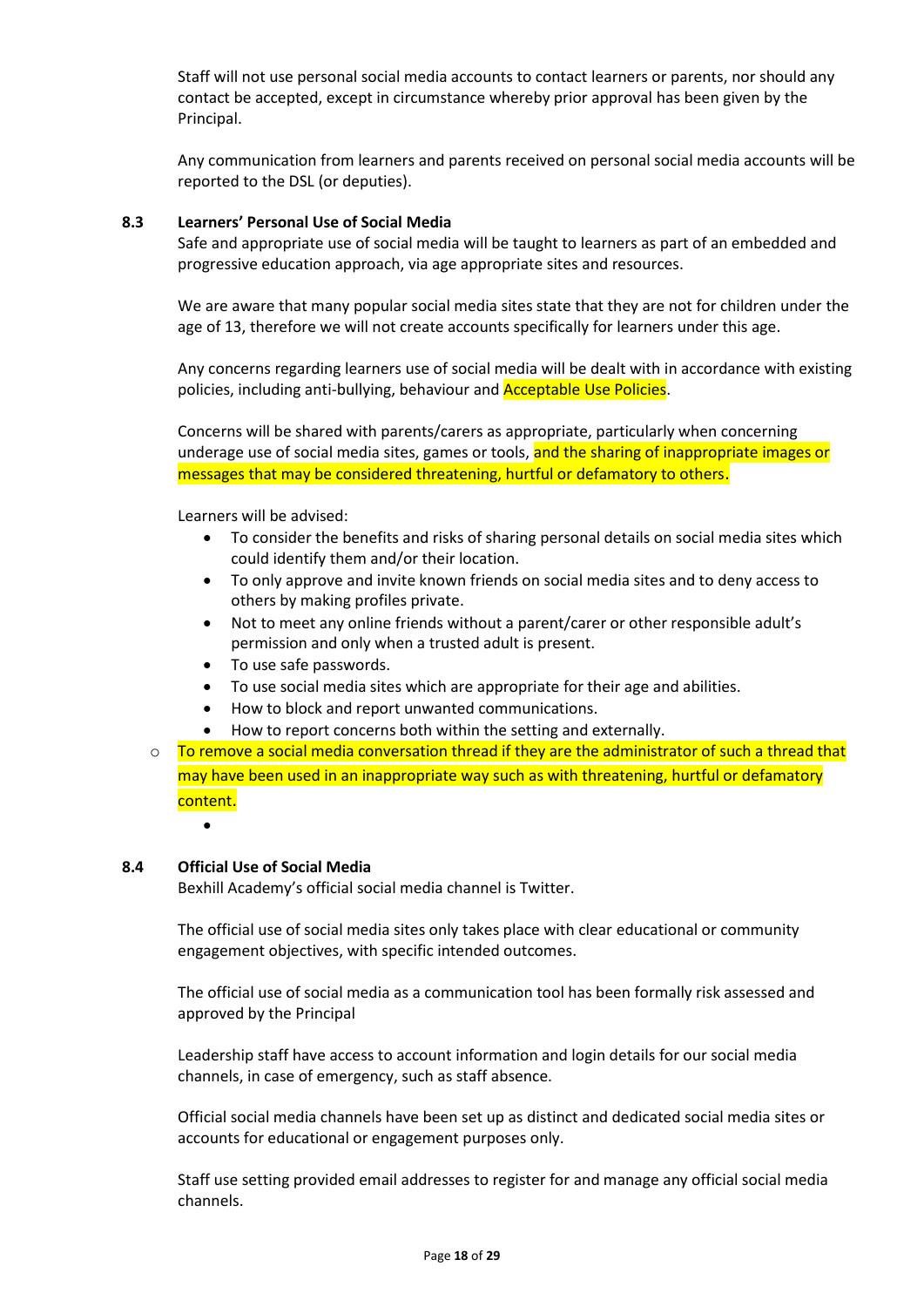Staff will not use personal social media accounts to contact learners or parents, nor should any contact be accepted, except in circumstance whereby prior approval has been given by the Principal.

Any communication from learners and parents received on personal social media accounts will be reported to the DSL (or deputies).

### 8.3 Learners' Personal Use of Social Media

Safe and appropriate use of social media will be taught to learners as part of an embedded and progressive education approach, via age appropriate sites and resources.

We are aware that many popular social media sites state that they are not for children under the age of 13, therefore we will not create accounts specifically for learners under this age.

Any concerns regarding learners use of social media will be dealt with in accordance with existing policies, including anti-bullying, behaviour and Acceptable Use Policies.

Concerns will be shared with parents/carers as appropriate, particularly when concerning underage use of social media sites, games or tools, and the sharing of inappropriate images or messages that may be considered threatening, hurtful or defamatory to others.

Learners will be advised:

- To consider the benefits and risks of sharing personal details on social media sites which could identify them and/or their location.
- To only approve and invite known friends on social media sites and to deny access to others by making profiles private.
- Not to meet any online friends without a parent/carer or other responsible adult's permission and only when a trusted adult is present.
- To use safe passwords.
- To use social media sites which are appropriate for their age and abilities.
- How to block and report unwanted communications.
- How to report concerns both within the setting and externally.
- To remove a social media conversation thread if they are the administrator of such a thread that may have been used in an inappropriate way such as with threatening, hurtful or defamatory content.

### 8.4 Official Use of Social Media

Bexhill Academy's official social media channel is Twitter.

The official use of social media sites only takes place with clear educational or community engagement objectives, with specific intended outcomes.

The official use of social media as a communication tool has been formally risk assessed and approved by the Principal

Leadership staff have access to account information and login details for our social media channels, in case of emergency, such as staff absence.

Official social media channels have been set up as distinct and dedicated social media sites or accounts for educational or engagement purposes only.

Staff use setting provided email addresses to register for and manage any official social media channels.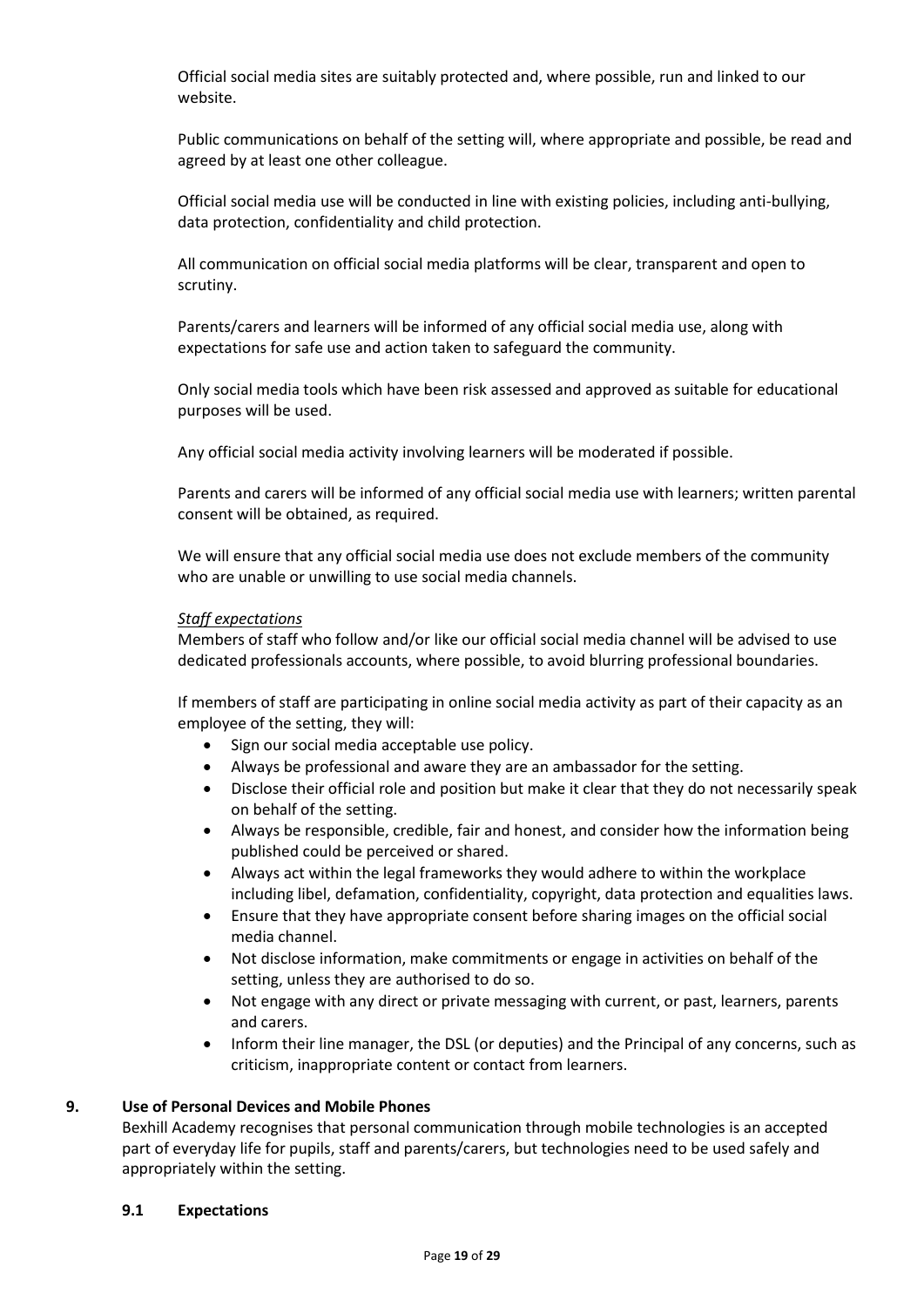Official social media sites are suitably protected and, where possible, run and linked to our website.

Public communications on behalf of the setting will, where appropriate and possible, be read and agreed by at least one other colleague.

Official social media use will be conducted in line with existing policies, including anti-bullying, data protection, confidentiality and child protection.

All communication on official social media platforms will be clear, transparent and open to scrutiny.

Parents/carers and learners will be informed of any official social media use, along with expectations for safe use and action taken to safeguard the community.

Only social media tools which have been risk assessed and approved as suitable for educational purposes will be used.

Any official social media activity involving learners will be moderated if possible.

Parents and carers will be informed of any official social media use with learners; written parental consent will be obtained, as required.

We will ensure that any official social media use does not exclude members of the community who are unable or unwilling to use social media channels.

*Staff expectations*

Members of staff who follow and/or like our official social media channel will be advised to use dedicated professionals accounts, where possible, to avoid blurring professional boundaries.

If members of staff are participating in online social media activity as part of their capacity as an employee of the setting, they will:

- Sign our social media acceptable use policy.
- Always be professional and aware they are an ambassador for the setting.
- Disclose their official role and position but make it clear that they do not necessarily speak on behalf of the setting.
- Always be responsible, credible, fair and honest, and consider how the information being published could be perceived or shared.
- Always act within the legal frameworks they would adhere to within the workplace including libel, defamation, confidentiality, copyright, data protection and equalities laws.
- Ensure that they have appropriate consent before sharing images on the official social media channel.
- Not disclose information, make commitments or engage in activities on behalf of the setting, unless they are authorised to do so.
- Not engage with any direct or private messaging with current, or past, learners, parents and carers.
- Inform their line manager, the DSL (or deputies) and the Principal of any concerns, such as criticism, inappropriate content or contact from learners.

## 9. Use of Personal Devices and Mobile Phones

Bexhill Academy recognises that personal communication through mobile technologies is an accepted part of everyday life for pupils, staff and parents/carers, but technologies need to be used safely and appropriately within the setting.

### 9.1 Expectations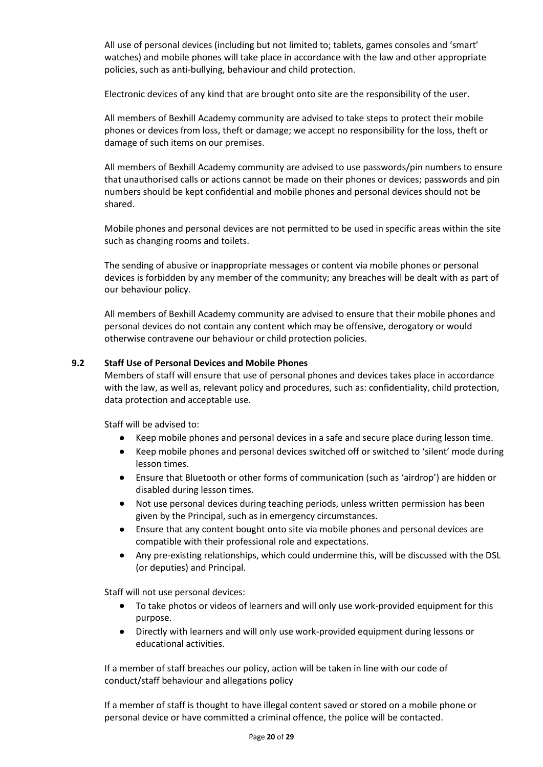All use of personal devices (including but not limited to; tablets, games consoles and 'smart' watches) and mobile phones will take place in accordance with the law and other appropriate policies, such as anti-bullying, behaviour and child protection.

Electronic devices of any kind that are brought onto site are the responsibility of the user.

All members of Bexhill Academy community are advised to take steps to protect their mobile phones or devices from loss, theft or damage; we accept no responsibility for the loss, theft or damage of such items on our premises.

All members of Bexhill Academy community are advised to use passwords/pin numbers to ensure that unauthorised calls or actions cannot be made on their phones or devices; passwords and pin numbers should be kept confidential and mobile phones and personal devices should not be shared.

Mobile phones and personal devices are not permitted to be used in specific areas within the site such as changing rooms and toilets.

The sending of abusive or inappropriate messages or content via mobile phones or personal devices is forbidden by any member of the community; any breaches will be dealt with as part of our behaviour policy.

All members of Bexhill Academy community are advised to ensure that their mobile phones and personal devices do not contain any content which may be offensive, derogatory or would otherwise contravene our behaviour or child protection policies.

### 9.2 Staff Use of Personal Devices and Mobile Phones

Members of staff will ensure that use of personal phones and devices takes place in accordance with the law, as well as, relevant policy and procedures, such as: confidentiality, child protection, data protection and acceptable use.

Staff will be advised to:

- Keep mobile phones and personal devices in a safe and secure place during lesson time.
- Keep mobile phones and personal devices switched off or switched to 'silent' mode during lesson times.
- Ensure that Bluetooth or other forms of communication (such as 'airdrop') are hidden or disabled during lesson times.
- Not use personal devices during teaching periods, unless written permission has been given by the Principal, such as in emergency circumstances.
- Ensure that any content bought onto site via mobile phones and personal devices are compatible with their professional role and expectations.
- Any pre-existing relationships, which could undermine this, will be discussed with the DSL (or deputies) and Principal.

Staff will not use personal devices:

- To take photos or videos of learners and will only use work-provided equipment for this purpose.
- Directly with learners and will only use work-provided equipment during lessons or educational activities.

If a member of staff breaches our policy, action will be taken in line with our code of conduct/staff behaviour and allegations policy

If a member of staff is thought to have illegal content saved or stored on a mobile phone or personal device or have committed a criminal offence, the police will be contacted.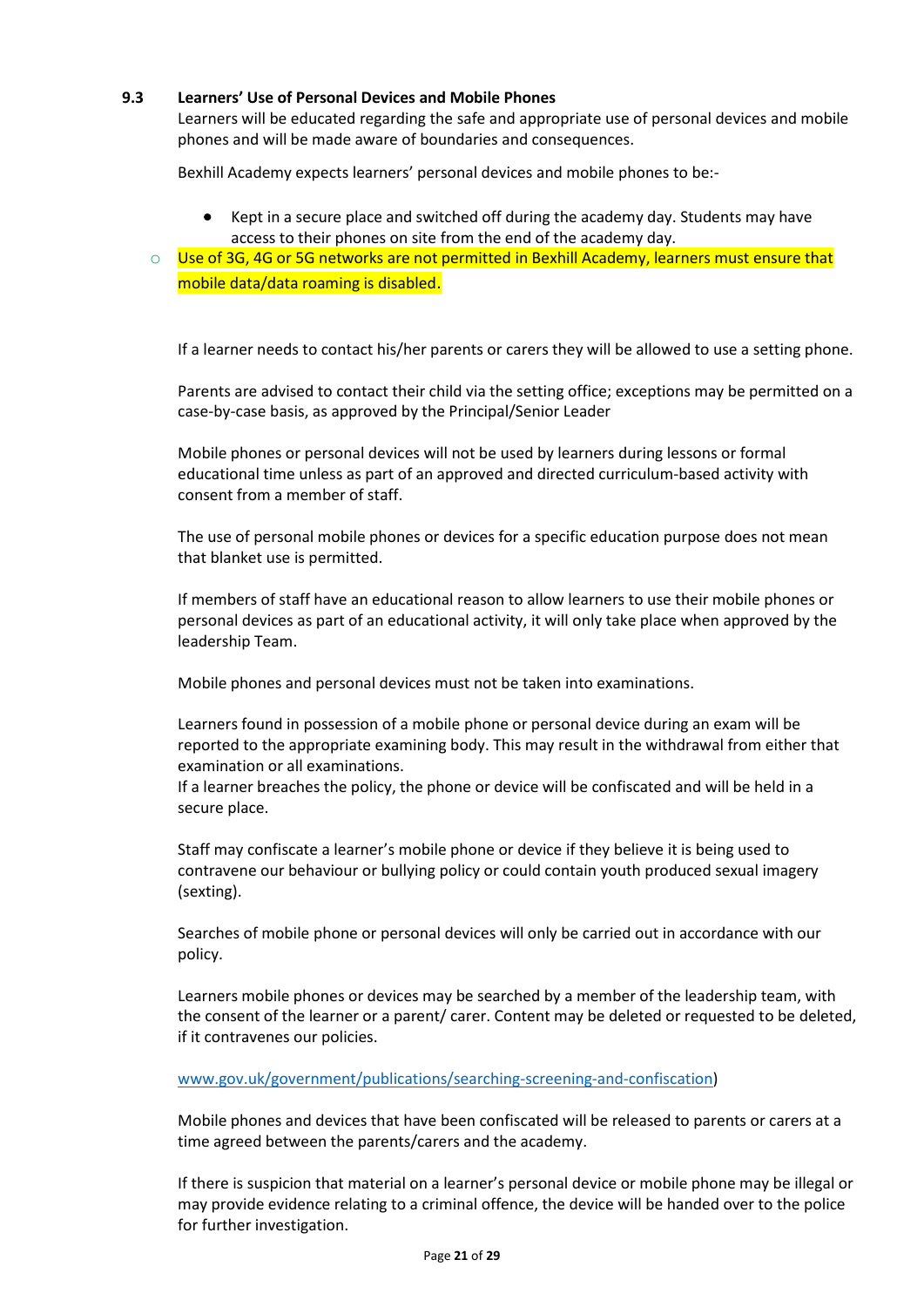### 9.3 Learners' Use of Personal Devices and Mobile Phones

Learners will be educated regarding the safe and appropriate use of personal devices and mobile phones and will be made aware of boundaries and consequences.

Bexhill Academy expects learners' personal devices and mobile phones to be:-

- Kept in a secure place and switched off during the academy day. Students may have access to their phones on site from the end of the academy day.
- Use of 3G, 4G or 5G networks are not permitted in Bexhill Academy, learners must ensure that mobile data/data roaming is disabled.

If a learner needs to contact his/her parents or carers they will be allowed to use a setting phone.

Parents are advised to contact their child via the setting office; exceptions may be permitted on a case-by-case basis, as approved by the Principal/Senior Leader

Mobile phones or personal devices will not be used by learners during lessons or formal educational time unless as part of an approved and directed curriculum-based activity with consent from a member of staff.

The use of personal mobile phones or devices for a specific education purpose does not mean that blanket use is permitted.

If members of staff have an educational reason to allow learners to use their mobile phones or personal devices as part of an educational activity, it will only take place when approved by the leadership Team.

Mobile phones and personal devices must not be taken into examinations.

Learners found in possession of a mobile phone or personal device during an exam will be reported to the appropriate examining body. This may result in the withdrawal from either that examination or all examinations.
If a learner breaches the policy, the phone or device will be confiscated and will be held in a secure place.

Staff may confiscate a learner's mobile phone or device if they believe it is being used to contravene our behaviour or bullying policy or could contain youth produced sexual imagery (sexting).

Searches of mobile phone or personal devices will only be carried out in accordance with our policy.

Learners mobile phones or devices may be searched by a member of the leadership team, with the consent of the learner or a parent/ carer. Content may be deleted or requested to be deleted, if it contravenes our policies.

www.gov.uk/government/publications/searching-screening-and-confiscation)

Mobile phones and devices that have been confiscated will be released to parents or carers at a time agreed between the parents/carers and the academy.

If there is suspicion that material on a learner's personal device or mobile phone may be illegal or may provide evidence relating to a criminal offence, the device will be handed over to the police for further investigation.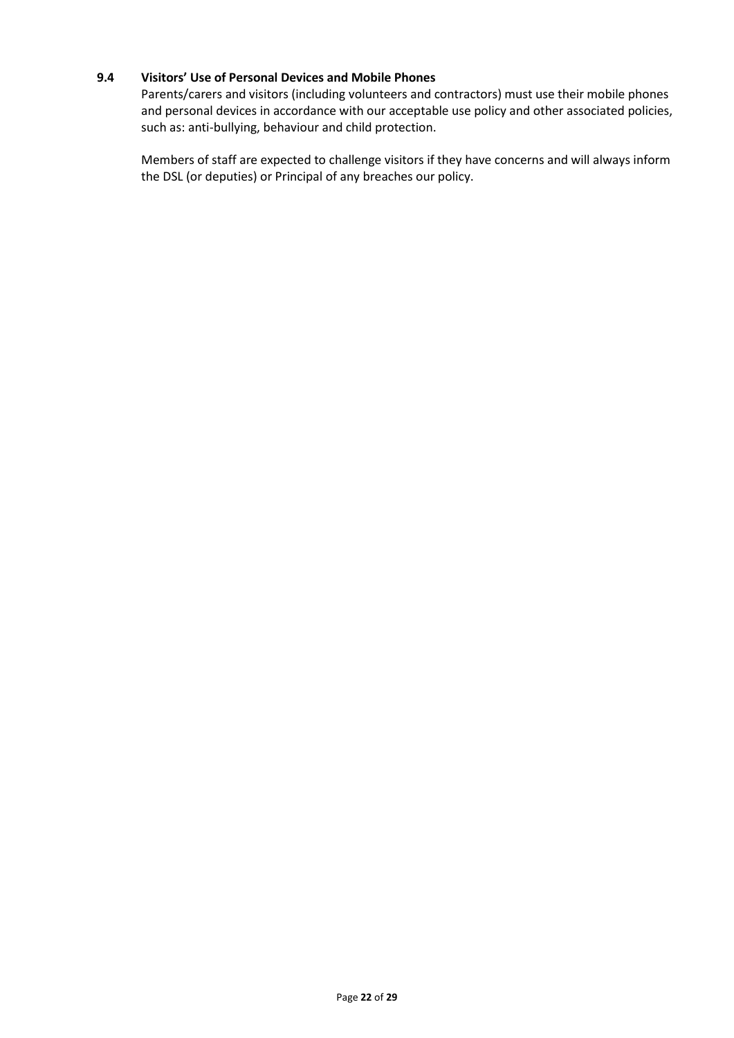### 9.4 Visitors' Use of Personal Devices and Mobile Phones

Parents/carers and visitors (including volunteers and contractors) must use their mobile phones and personal devices in accordance with our acceptable use policy and other associated policies, such as: anti-bullying, behaviour and child protection.

Members of staff are expected to challenge visitors if they have concerns and will always inform the DSL (or deputies) or Principal of any breaches our policy.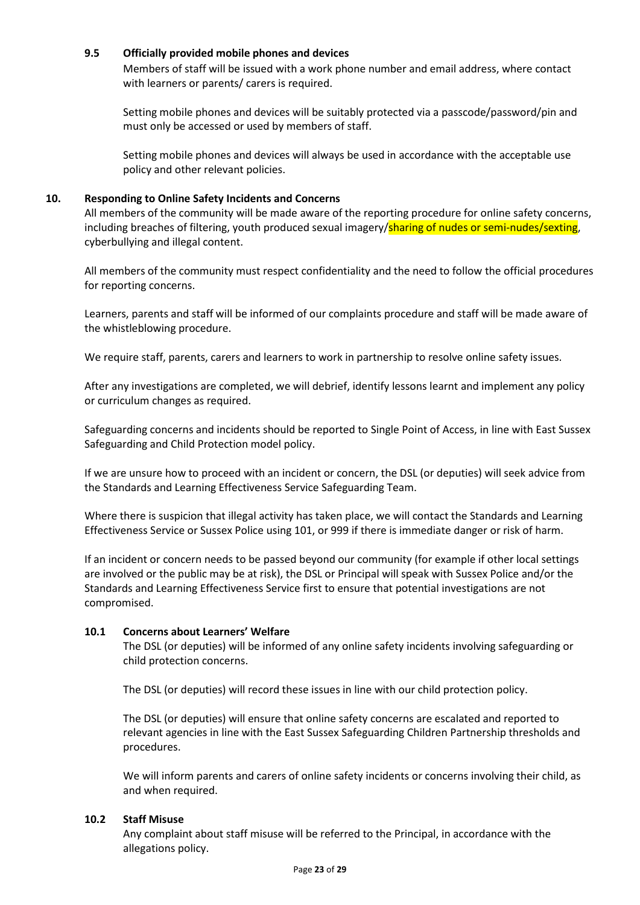### 9.5 Officially provided mobile phones and devices

Members of staff will be issued with a work phone number and email address, where contact with learners or parents/ carers is required.

Setting mobile phones and devices will be suitably protected via a passcode/password/pin and must only be accessed or used by members of staff.

Setting mobile phones and devices will always be used in accordance with the acceptable use policy and other relevant policies.

## 10. Responding to Online Safety Incidents and Concerns

All members of the community will be made aware of the reporting procedure for online safety concerns, including breaches of filtering, youth produced sexual imagery/sharing of nudes or semi-nudes/sexting, cyberbullying and illegal content.

All members of the community must respect confidentiality and the need to follow the official procedures for reporting concerns.

Learners, parents and staff will be informed of our complaints procedure and staff will be made aware of the whistleblowing procedure.

We require staff, parents, carers and learners to work in partnership to resolve online safety issues.

After any investigations are completed, we will debrief, identify lessons learnt and implement any policy or curriculum changes as required.

Safeguarding concerns and incidents should be reported to Single Point of Access, in line with East Sussex Safeguarding and Child Protection model policy.

If we are unsure how to proceed with an incident or concern, the DSL (or deputies) will seek advice from the Standards and Learning Effectiveness Service Safeguarding Team.

Where there is suspicion that illegal activity has taken place, we will contact the Standards and Learning Effectiveness Service or Sussex Police using 101, or 999 if there is immediate danger or risk of harm.

If an incident or concern needs to be passed beyond our community (for example if other local settings are involved or the public may be at risk), the DSL or Principal will speak with Sussex Police and/or the Standards and Learning Effectiveness Service first to ensure that potential investigations are not compromised.

### 10.1 Concerns about Learners' Welfare

The DSL (or deputies) will be informed of any online safety incidents involving safeguarding or child protection concerns.

The DSL (or deputies) will record these issues in line with our child protection policy.

The DSL (or deputies) will ensure that online safety concerns are escalated and reported to relevant agencies in line with the East Sussex Safeguarding Children Partnership thresholds and procedures.

We will inform parents and carers of online safety incidents or concerns involving their child, as and when required.

### 10.2 Staff Misuse

Any complaint about staff misuse will be referred to the Principal, in accordance with the allegations policy.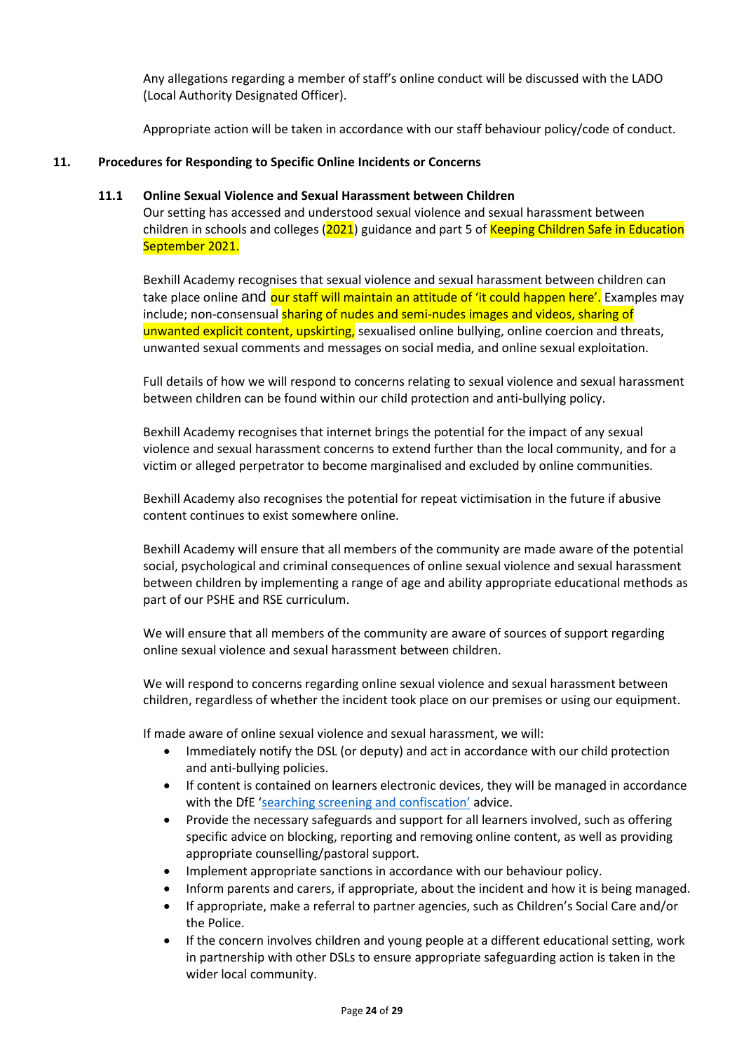Any allegations regarding a member of staff's online conduct will be discussed with the LADO (Local Authority Designated Officer).

Appropriate action will be taken in accordance with our staff behaviour policy/code of conduct.

## 11. Procedures for Responding to Specific Online Incidents or Concerns

### 11.1 Online Sexual Violence and Sexual Harassment between Children

Our setting has accessed and understood sexual violence and sexual harassment between children in schools and colleges (2021) guidance and part 5 of Keeping Children Safe in Education September 2021.

Bexhill Academy recognises that sexual violence and sexual harassment between children can take place online and our staff will maintain an attitude of 'it could happen here'. Examples may include; non-consensual sharing of nudes and semi-nudes images and videos, sharing of unwanted explicit content, upskirting, sexualised online bullying, online coercion and threats, unwanted sexual comments and messages on social media, and online sexual exploitation.

Full details of how we will respond to concerns relating to sexual violence and sexual harassment between children can be found within our child protection and anti-bullying policy.

Bexhill Academy recognises that internet brings the potential for the impact of any sexual violence and sexual harassment concerns to extend further than the local community, and for a victim or alleged perpetrator to become marginalised and excluded by online communities.

Bexhill Academy also recognises the potential for repeat victimisation in the future if abusive content continues to exist somewhere online.

Bexhill Academy will ensure that all members of the community are made aware of the potential social, psychological and criminal consequences of online sexual violence and sexual harassment between children by implementing a range of age and ability appropriate educational methods as part of our PSHE and RSE curriculum.

We will ensure that all members of the community are aware of sources of support regarding online sexual violence and sexual harassment between children.

We will respond to concerns regarding online sexual violence and sexual harassment between children, regardless of whether the incident took place on our premises or using our equipment.

If made aware of online sexual violence and sexual harassment, we will:

- Immediately notify the DSL (or deputy) and act in accordance with our child protection and anti-bullying policies.
- If content is contained on learners electronic devices, they will be managed in accordance with the DfE 'searching screening and confiscation' advice.
- Provide the necessary safeguards and support for all learners involved, such as offering specific advice on blocking, reporting and removing online content, as well as providing appropriate counselling/pastoral support.
- Implement appropriate sanctions in accordance with our behaviour policy.
- Inform parents and carers, if appropriate, about the incident and how it is being managed.
- If appropriate, make a referral to partner agencies, such as Children's Social Care and/or the Police.
- If the concern involves children and young people at a different educational setting, work in partnership with other DSLs to ensure appropriate safeguarding action is taken in the wider local community.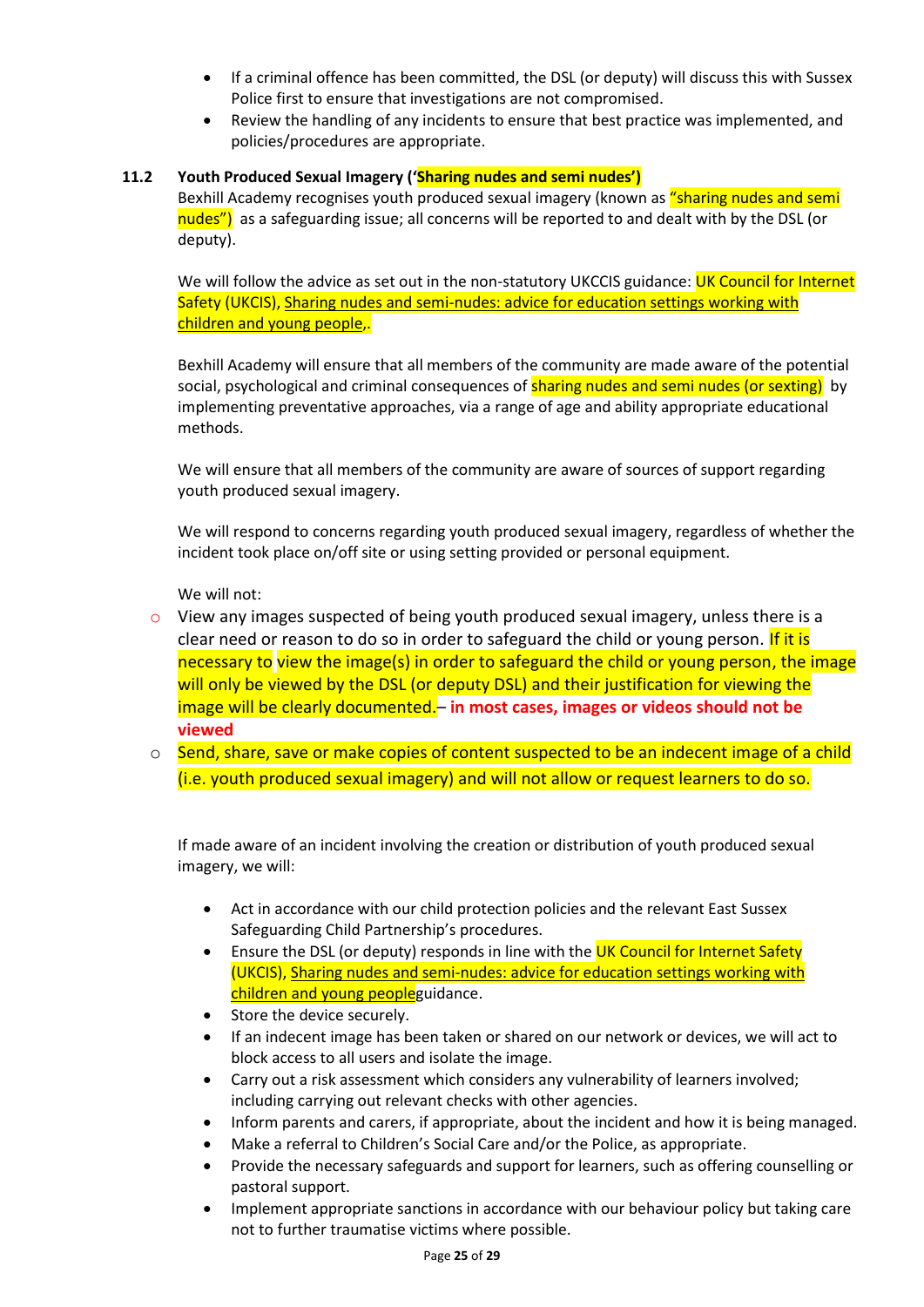- If a criminal offence has been committed, the DSL (or deputy) will discuss this with Sussex Police first to ensure that investigations are not compromised.
- Review the handling of any incidents to ensure that best practice was implemented, and policies/procedures are appropriate.

### 11.2 Youth Produced Sexual Imagery ('Sharing nudes and semi nudes')

Bexhill Academy recognises youth produced sexual imagery (known as "sharing nudes and semi nudes") as a safeguarding issue; all concerns will be reported to and dealt with by the DSL (or deputy).

We will follow the advice as set out in the non-statutory UKCCIS guidance: UK Council for Internet Safety (UKCIS), Sharing nudes and semi-nudes: advice for education settings working with children and young people,.

Bexhill Academy will ensure that all members of the community are made aware of the potential social, psychological and criminal consequences of sharing nudes and semi nudes (or sexting) by implementing preventative approaches, via a range of age and ability appropriate educational methods.

We will ensure that all members of the community are aware of sources of support regarding youth produced sexual imagery.

We will respond to concerns regarding youth produced sexual imagery, regardless of whether the incident took place on/off site or using setting provided or personal equipment.

We will not:

- View any images suspected of being youth produced sexual imagery, unless there is a clear need or reason to do so in order to safeguard the child or young person. If it is necessary to view the image(s) in order to safeguard the child or young person, the image will only be viewed by the DSL (or deputy DSL) and their justification for viewing the image will be clearly documented.– **in most cases, images or videos should not be viewed**
- Send, share, save or make copies of content suspected to be an indecent image of a child (i.e. youth produced sexual imagery) and will not allow or request learners to do so.

If made aware of an incident involving the creation or distribution of youth produced sexual imagery, we will:

- Act in accordance with our child protection policies and the relevant East Sussex Safeguarding Child Partnership's procedures.
- Ensure the DSL (or deputy) responds in line with the UK Council for Internet Safety (UKCIS), Sharing nudes and semi-nudes: advice for education settings working with children and young peopleguidance.
- Store the device securely.
- If an indecent image has been taken or shared on our network or devices, we will act to block access to all users and isolate the image.
- Carry out a risk assessment which considers any vulnerability of learners involved; including carrying out relevant checks with other agencies.
- Inform parents and carers, if appropriate, about the incident and how it is being managed.
- Make a referral to Children's Social Care and/or the Police, as appropriate.
- Provide the necessary safeguards and support for learners, such as offering counselling or pastoral support.
- Implement appropriate sanctions in accordance with our behaviour policy but taking care not to further traumatise victims where possible.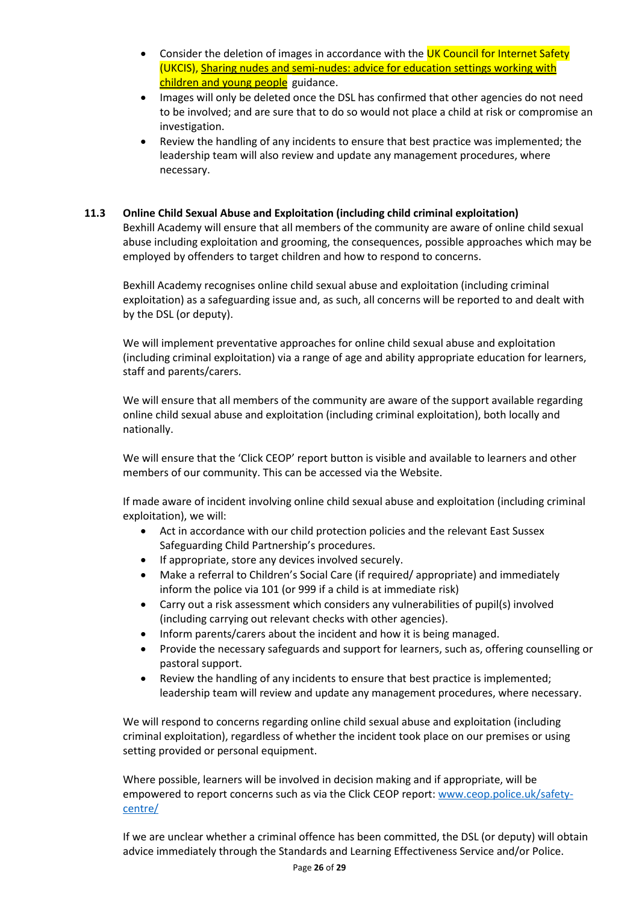- Consider the deletion of images in accordance with the UK Council for Internet Safety (UKCIS), Sharing nudes and semi-nudes: advice for education settings working with children and young people guidance.
- Images will only be deleted once the DSL has confirmed that other agencies do not need to be involved; and are sure that to do so would not place a child at risk or compromise an investigation.
- Review the handling of any incidents to ensure that best practice was implemented; the leadership team will also review and update any management procedures, where necessary.

### 11.3 Online Child Sexual Abuse and Exploitation (including child criminal exploitation)

Bexhill Academy will ensure that all members of the community are aware of online child sexual abuse including exploitation and grooming, the consequences, possible approaches which may be employed by offenders to target children and how to respond to concerns.

Bexhill Academy recognises online child sexual abuse and exploitation (including criminal exploitation) as a safeguarding issue and, as such, all concerns will be reported to and dealt with by the DSL (or deputy).

We will implement preventative approaches for online child sexual abuse and exploitation (including criminal exploitation) via a range of age and ability appropriate education for learners, staff and parents/carers.

We will ensure that all members of the community are aware of the support available regarding online child sexual abuse and exploitation (including criminal exploitation), both locally and nationally.

We will ensure that the 'Click CEOP' report button is visible and available to learners and other members of our community. This can be accessed via the Website.

If made aware of incident involving online child sexual abuse and exploitation (including criminal exploitation), we will:

- Act in accordance with our child protection policies and the relevant East Sussex Safeguarding Child Partnership's procedures.
- If appropriate, store any devices involved securely.
- Make a referral to Children's Social Care (if required/ appropriate) and immediately inform the police via 101 (or 999 if a child is at immediate risk)
- Carry out a risk assessment which considers any vulnerabilities of pupil(s) involved (including carrying out relevant checks with other agencies).
- Inform parents/carers about the incident and how it is being managed.
- Provide the necessary safeguards and support for learners, such as, offering counselling or pastoral support.
- Review the handling of any incidents to ensure that best practice is implemented; leadership team will review and update any management procedures, where necessary.

We will respond to concerns regarding online child sexual abuse and exploitation (including criminal exploitation), regardless of whether the incident took place on our premises or using setting provided or personal equipment.

Where possible, learners will be involved in decision making and if appropriate, will be empowered to report concerns such as via the Click CEOP report: www.ceop.police.uk/safety-centre/

If we are unclear whether a criminal offence has been committed, the DSL (or deputy) will obtain advice immediately through the Standards and Learning Effectiveness Service and/or Police.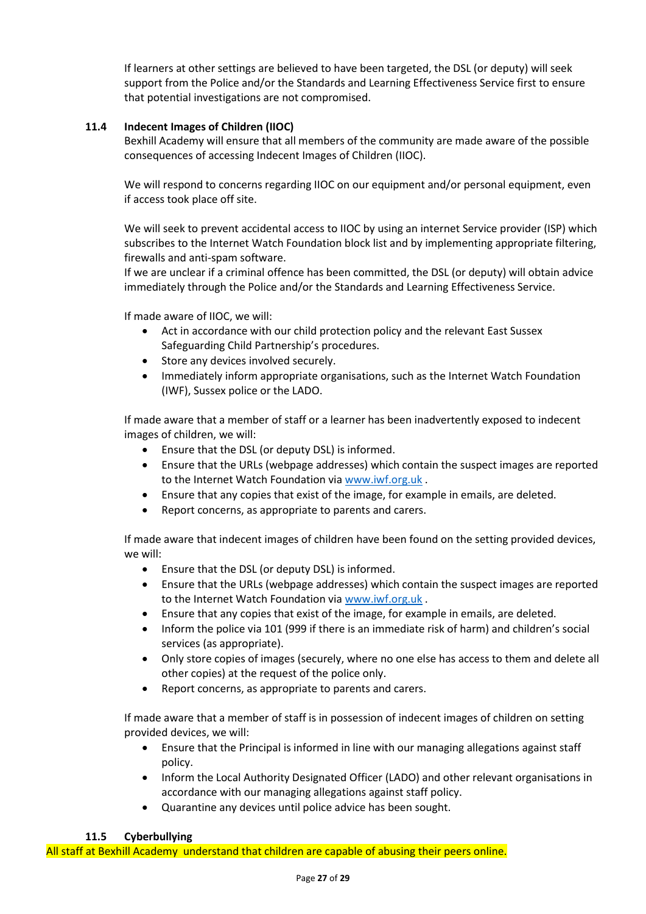If learners at other settings are believed to have been targeted, the DSL (or deputy) will seek support from the Police and/or the Standards and Learning Effectiveness Service first to ensure that potential investigations are not compromised.

### 11.4 Indecent Images of Children (IIOC)

Bexhill Academy will ensure that all members of the community are made aware of the possible consequences of accessing Indecent Images of Children (IIOC).

We will respond to concerns regarding IIOC on our equipment and/or personal equipment, even if access took place off site.

We will seek to prevent accidental access to IIOC by using an internet Service provider (ISP) which subscribes to the Internet Watch Foundation block list and by implementing appropriate filtering, firewalls and anti-spam software.
If we are unclear if a criminal offence has been committed, the DSL (or deputy) will obtain advice immediately through the Police and/or the Standards and Learning Effectiveness Service.

If made aware of IIOC, we will:

- Act in accordance with our child protection policy and the relevant East Sussex Safeguarding Child Partnership's procedures.
- Store any devices involved securely.
- Immediately inform appropriate organisations, such as the Internet Watch Foundation (IWF), Sussex police or the LADO.

If made aware that a member of staff or a learner has been inadvertently exposed to indecent images of children, we will:

- Ensure that the DSL (or deputy DSL) is informed.
- Ensure that the URLs (webpage addresses) which contain the suspect images are reported to the Internet Watch Foundation via www.iwf.org.uk .
- Ensure that any copies that exist of the image, for example in emails, are deleted.
- Report concerns, as appropriate to parents and carers.

If made aware that indecent images of children have been found on the setting provided devices, we will:

- Ensure that the DSL (or deputy DSL) is informed.
- Ensure that the URLs (webpage addresses) which contain the suspect images are reported to the Internet Watch Foundation via www.iwf.org.uk .
- Ensure that any copies that exist of the image, for example in emails, are deleted.
- Inform the police via 101 (999 if there is an immediate risk of harm) and children's social services (as appropriate).
- Only store copies of images (securely, where no one else has access to them and delete all other copies) at the request of the police only.
- Report concerns, as appropriate to parents and carers.

If made aware that a member of staff is in possession of indecent images of children on setting provided devices, we will:

- Ensure that the Principal is informed in line with our managing allegations against staff policy.
- Inform the Local Authority Designated Officer (LADO) and other relevant organisations in accordance with our managing allegations against staff policy.
- Quarantine any devices until police advice has been sought.

### 11.5 Cyberbullying

All staff at Bexhill Academy understand that children are capable of abusing their peers online.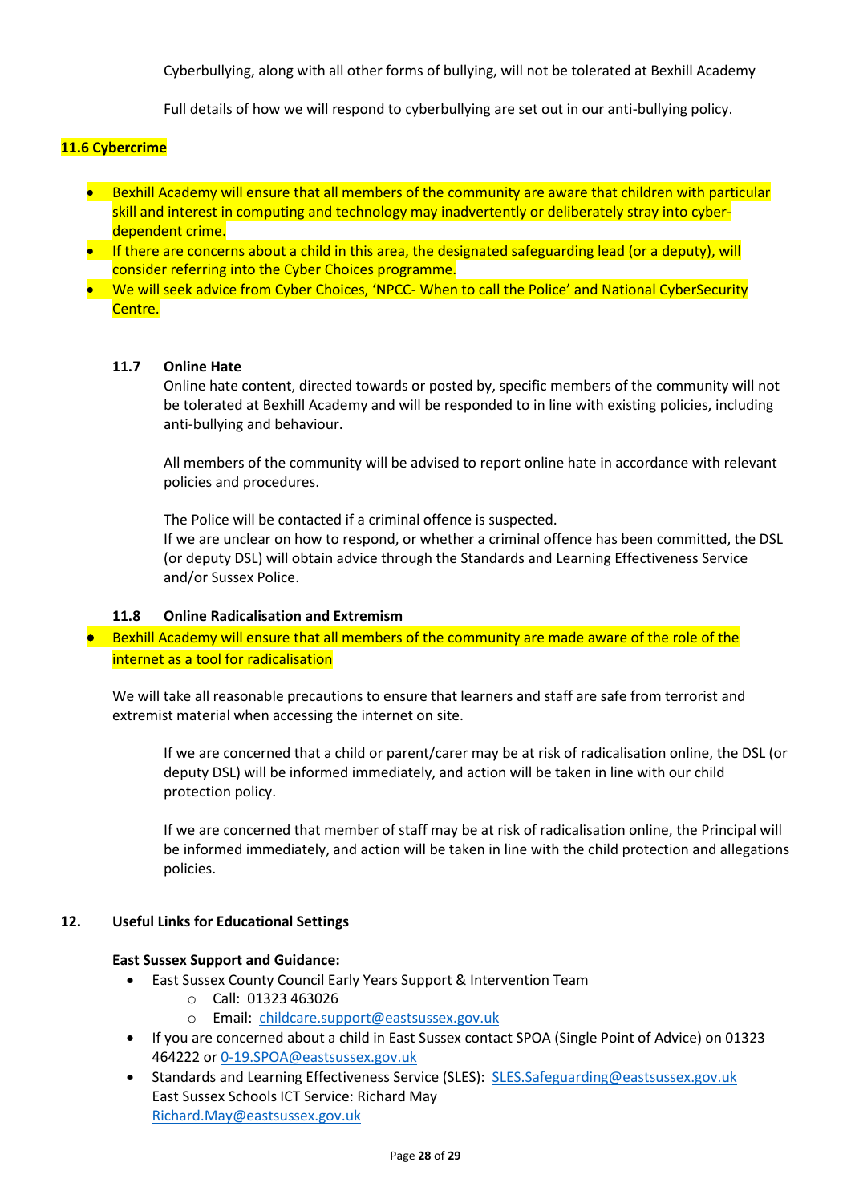Cyberbullying, along with all other forms of bullying, will not be tolerated at Bexhill Academy

Full details of how we will respond to cyberbullying are set out in our anti-bullying policy.

### 11.6 Cybercrime

- Bexhill Academy will ensure that all members of the community are aware that children with particular skill and interest in computing and technology may inadvertently or deliberately stray into cyber-dependent crime.
- If there are concerns about a child in this area, the designated safeguarding lead (or a deputy), will consider referring into the Cyber Choices programme.
- We will seek advice from Cyber Choices, 'NPCC- When to call the Police' and National CyberSecurity Centre.

### 11.7 Online Hate

Online hate content, directed towards or posted by, specific members of the community will not be tolerated at Bexhill Academy and will be responded to in line with existing policies, including anti-bullying and behaviour.

All members of the community will be advised to report online hate in accordance with relevant policies and procedures.

The Police will be contacted if a criminal offence is suspected.
If we are unclear on how to respond, or whether a criminal offence has been committed, the DSL (or deputy DSL) will obtain advice through the Standards and Learning Effectiveness Service and/or Sussex Police.

### 11.8 Online Radicalisation and Extremism

- Bexhill Academy will ensure that all members of the community are made aware of the role of the internet as a tool for radicalisation

We will take all reasonable precautions to ensure that learners and staff are safe from terrorist and extremist material when accessing the internet on site.

If we are concerned that a child or parent/carer may be at risk of radicalisation online, the DSL (or deputy DSL) will be informed immediately, and action will be taken in line with our child protection policy.

If we are concerned that member of staff may be at risk of radicalisation online, the Principal will be informed immediately, and action will be taken in line with the child protection and allegations policies.

## 12. Useful Links for Educational Settings

**East Sussex Support and Guidance:**

- East Sussex County Council Early Years Support & Intervention Team
  - Call: 01323 463026
  - Email: childcare.support@eastsussex.gov.uk
- If you are concerned about a child in East Sussex contact SPOA (Single Point of Advice) on 01323 464222 or 0-19.SPOA@eastsussex.gov.uk
- Standards and Learning Effectiveness Service (SLES): SLES.Safeguarding@eastsussex.gov.uk
  East Sussex Schools ICT Service: Richard May
  Richard.May@eastsussex.gov.uk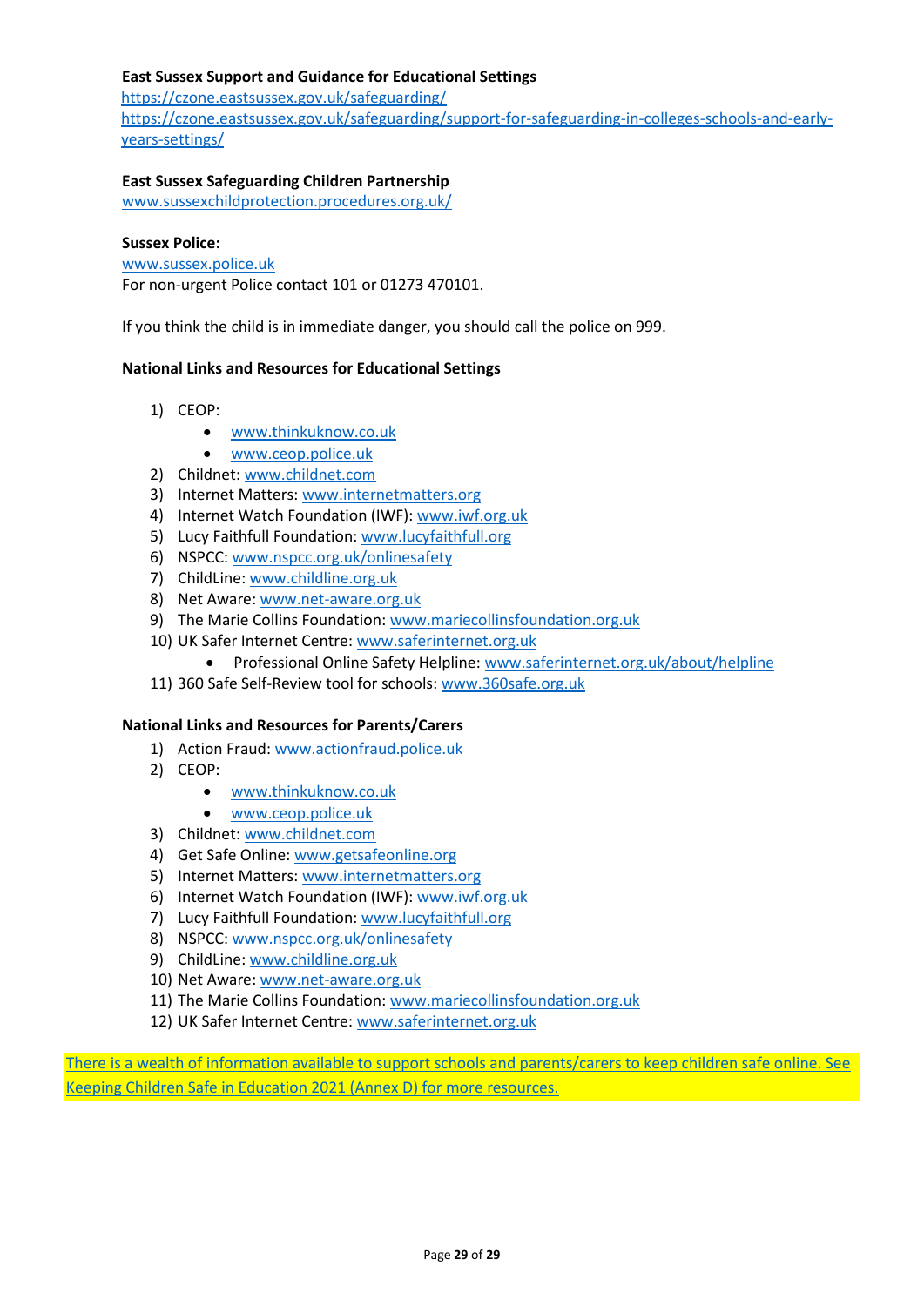**East Sussex Support and Guidance for Educational Settings**

https://czone.eastsussex.gov.uk/safeguarding/

https://czone.eastsussex.gov.uk/safeguarding/support-for-safeguarding-in-colleges-schools-and-early-years-settings/

**East Sussex Safeguarding Children Partnership**

www.sussexchildprotection.procedures.org.uk/

**Sussex Police:**

www.sussex.police.uk

For non-urgent Police contact 101 or 01273 470101.

If you think the child is in immediate danger, you should call the police on 999.

**National Links and Resources for Educational Settings**

1) CEOP:
   - www.thinkuknow.co.uk
   - www.ceop.police.uk
2) Childnet: www.childnet.com
3) Internet Matters: www.internetmatters.org
4) Internet Watch Foundation (IWF): www.iwf.org.uk
5) Lucy Faithfull Foundation: www.lucyfaithfull.org
6) NSPCC: www.nspcc.org.uk/onlinesafety
7) ChildLine: www.childline.org.uk
8) Net Aware: www.net-aware.org.uk
9) The Marie Collins Foundation: www.mariecollinsfoundation.org.uk
10) UK Safer Internet Centre: www.saferinternet.org.uk
    - Professional Online Safety Helpline: www.saferinternet.org.uk/about/helpline
11) 360 Safe Self-Review tool for schools: www.360safe.org.uk

**National Links and Resources for Parents/Carers**

1) Action Fraud: www.actionfraud.police.uk
2) CEOP:
   - www.thinkuknow.co.uk
   - www.ceop.police.uk
3) Childnet: www.childnet.com
4) Get Safe Online: www.getsafeonline.org
5) Internet Matters: www.internetmatters.org
6) Internet Watch Foundation (IWF): www.iwf.org.uk
7) Lucy Faithfull Foundation: www.lucyfaithfull.org
8) NSPCC: www.nspcc.org.uk/onlinesafety
9) ChildLine: www.childline.org.uk
10) Net Aware: www.net-aware.org.uk
11) The Marie Collins Foundation: www.mariecollinsfoundation.org.uk
12) UK Safer Internet Centre: www.saferinternet.org.uk

There is a wealth of information available to support schools and parents/carers to keep children safe online. See Keeping Children Safe in Education 2021 (Annex D) for more resources.